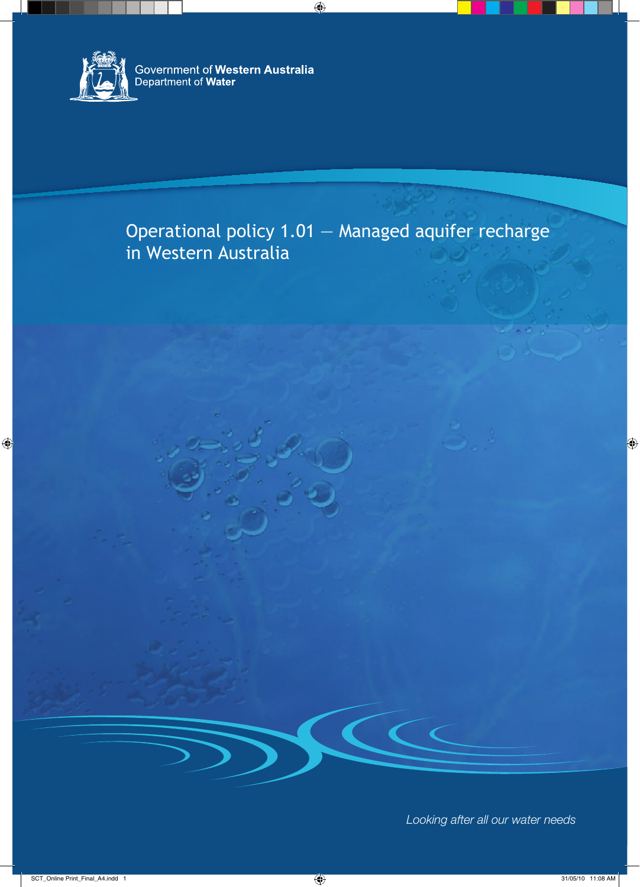Government of **Western Australia**
Department of **Water**

# Operational policy 1.01 — Managed aquifer recharge in Western Australia

*Looking after all our water needs*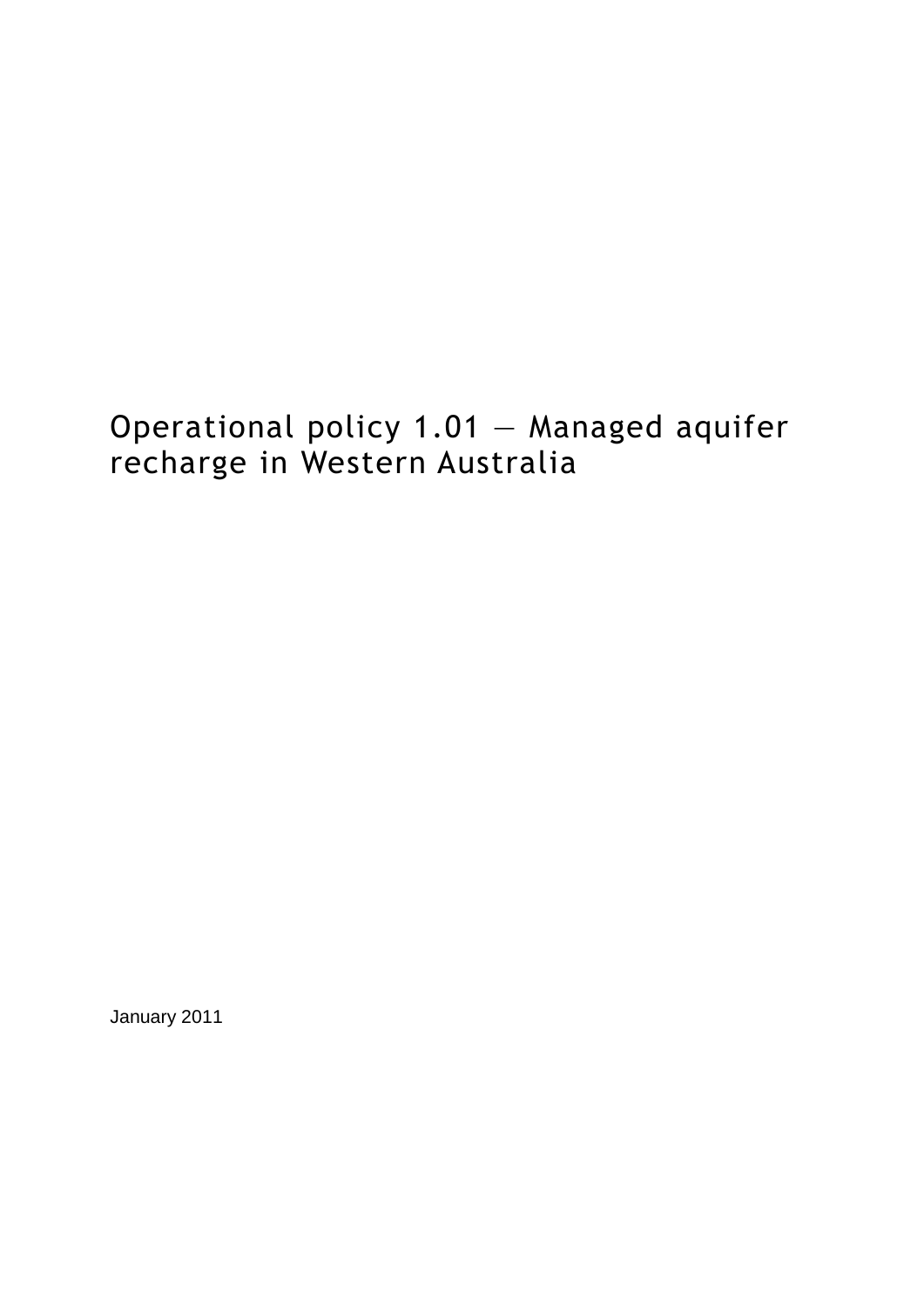# Operational policy 1.01 — Managed aquifer recharge in Western Australia

January 2011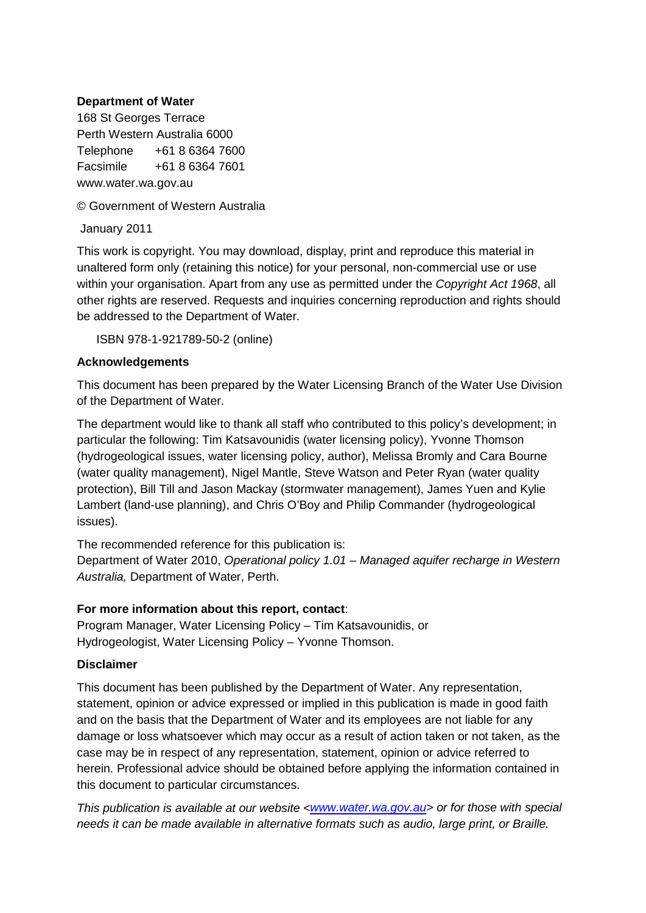**Department of Water**

168 St Georges Terrace
Perth Western Australia 6000
Telephone +61 8 6364 7600
Facsimile +61 8 6364 7601
www.water.wa.gov.au

© Government of Western Australia

January 2011

This work is copyright. You may download, display, print and reproduce this material in unaltered form only (retaining this notice) for your personal, non-commercial use or use within your organisation. Apart from any use as permitted under the *Copyright Act 1968*, all other rights are reserved. Requests and inquiries concerning reproduction and rights should be addressed to the Department of Water.

ISBN 978-1-921789-50-2 (online)

**Acknowledgements**

This document has been prepared by the Water Licensing Branch of the Water Use Division of the Department of Water.

The department would like to thank all staff who contributed to this policy's development; in particular the following: Tim Katsavounidis (water licensing policy), Yvonne Thomson (hydrogeological issues, water licensing policy, author), Melissa Bromly and Cara Bourne (water quality management), Nigel Mantle, Steve Watson and Peter Ryan (water quality protection), Bill Till and Jason Mackay (stormwater management), James Yuen and Kylie Lambert (land-use planning), and Chris O'Boy and Philip Commander (hydrogeological issues).

The recommended reference for this publication is:
Department of Water 2010, *Operational policy 1.01 – Managed aquifer recharge in Western Australia,* Department of Water, Perth.

**For more information about this report, contact**:
Program Manager, Water Licensing Policy – Tim Katsavounidis, or
Hydrogeologist, Water Licensing Policy – Yvonne Thomson.

**Disclaimer**

This document has been published by the Department of Water. Any representation, statement, opinion or advice expressed or implied in this publication is made in good faith and on the basis that the Department of Water and its employees are not liable for any damage or loss whatsoever which may occur as a result of action taken or not taken, as the case may be in respect of any representation, statement, opinion or advice referred to herein. Professional advice should be obtained before applying the information contained in this document to particular circumstances.

*This publication is available at our website <www.water.wa.gov.au> or for those with special needs it can be made available in alternative formats such as audio, large print, or Braille.*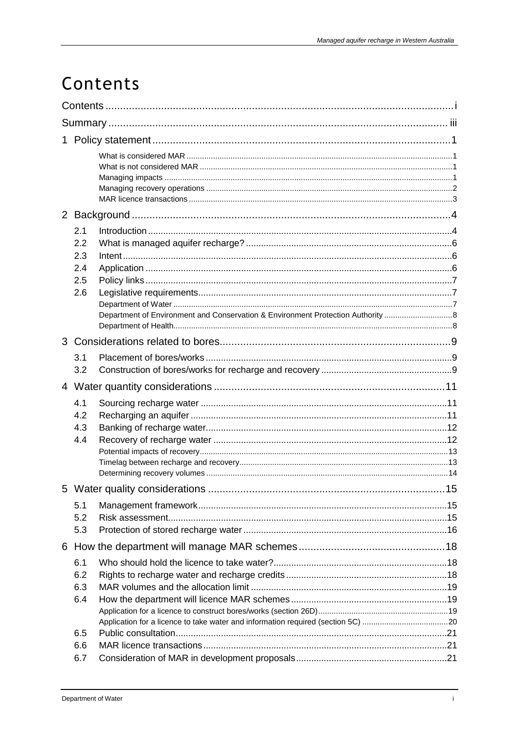# Contents

Contents ....................................................................................................................... i

Summary ..................................................................................................................... iii

1 Policy statement ......................................................................................................... 1

What is considered MAR ............................................................................................................. 1
What is not considered MAR ........................................................................................................ 1
Managing impacts ......................................................................................................................... 1
Managing recovery operations ...................................................................................................... 2
MAR licence transactions ............................................................................................................. 3

2 Background ................................................................................................................ 4

2.1 Introduction .......................................................................................................................... 4
2.2 What is managed aquifer recharge? ..................................................................................... 6
2.3 Intent ..................................................................................................................................... 6
2.4 Application ............................................................................................................................ 6
2.5 Policy links ............................................................................................................................ 7
2.6 Legislative requirements ....................................................................................................... 7

Department of Water ..................................................................................................................... 7
Department of Environment and Conservation & Environment Protection Authority ...................... 8
Department of Health .................................................................................................................... 8

3 Considerations related to bores .................................................................................. 9

3.1 Placement of bores/works .................................................................................................... 9
3.2 Construction of bores/works for recharge and recovery ....................................................... 9

4 Water quantity considerations .................................................................................. 11

4.1 Sourcing recharge water .................................................................................................... 11
4.2 Recharging an aquifer ........................................................................................................ 11
4.3 Banking of recharge water .................................................................................................. 12
4.4 Recovery of recharge water ................................................................................................ 12

Potential impacts of recovery ...................................................................................................... 13
Timelag between recharge and recovery .................................................................................... 13
Determining recovery volumes .................................................................................................... 14

5 Water quality considerations ..................................................................................... 15

5.1 Management framework ..................................................................................................... 15
5.2 Risk assessment ................................................................................................................ 15
5.3 Protection of stored recharge water .................................................................................... 16

6 How the department will manage MAR schemes ..................................................... 18

6.1 Who should hold the licence to take water? ....................................................................... 18
6.2 Rights to recharge water and recharge credits ................................................................... 18
6.3 MAR volumes and the allocation limit ................................................................................. 19
6.4 How the department will licence MAR schemes ................................................................. 19

Application for a licence to construct bores/works (section 26D) ............................................... 19
Application for a licence to take water and information required (section 5C) ........................... 20

6.5 Public consultation .............................................................................................................. 21
6.6 MAR licence transactions ................................................................................................... 21
6.7 Consideration of MAR in development proposals ............................................................... 21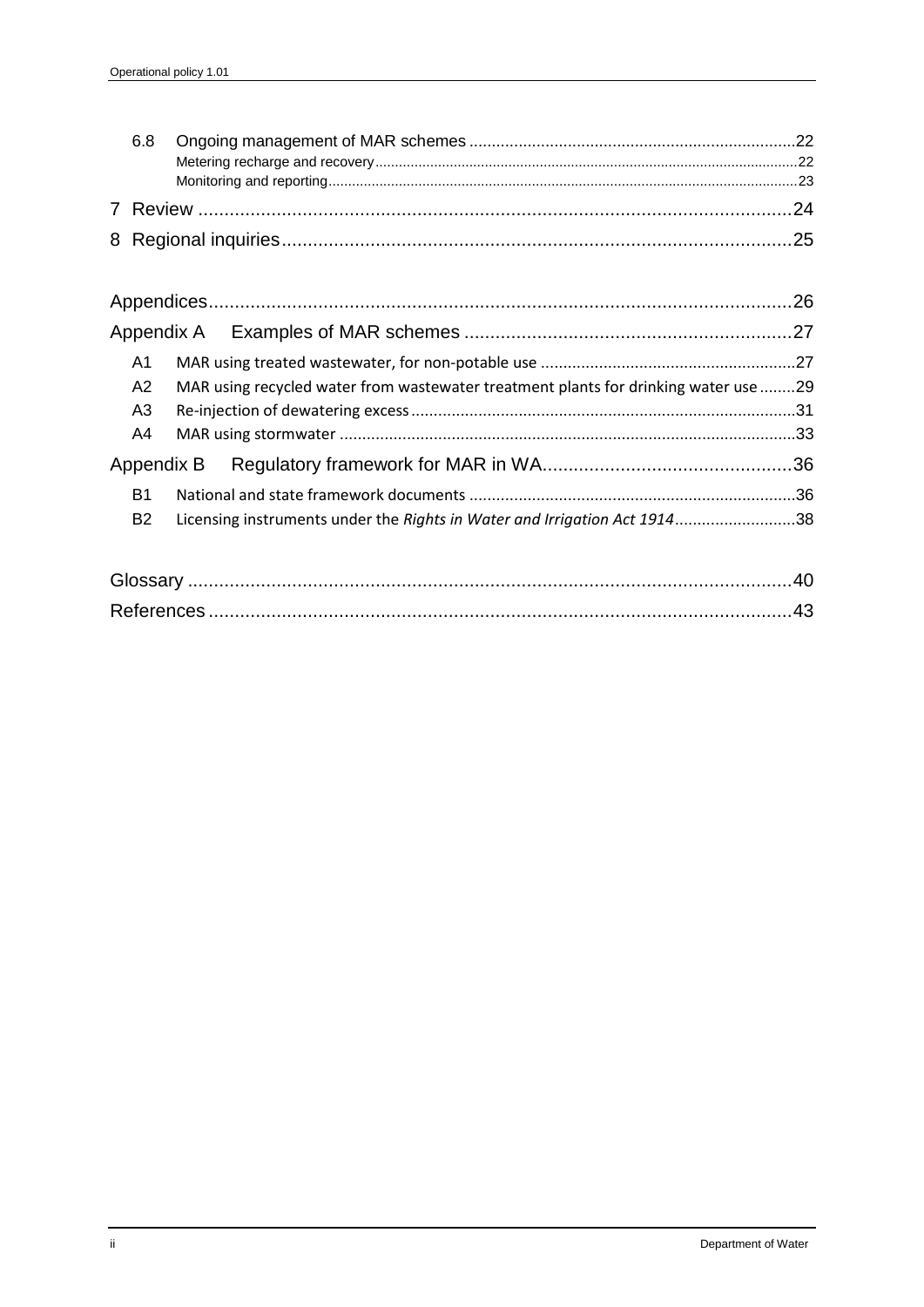6.8 Ongoing management of MAR schemes ........ 22
  Metering recharge and recovery ........ 22
  Monitoring and reporting ........ 23

7 Review ........ 24

8 Regional inquiries ........ 25

Appendices ........ 26

Appendix A Examples of MAR schemes ........ 27

A1 MAR using treated wastewater, for non-potable use ........ 27

A2 MAR using recycled water from wastewater treatment plants for drinking water use ........ 29

A3 Re-injection of dewatering excess ........ 31

A4 MAR using stormwater ........ 33

Appendix B Regulatory framework for MAR in WA ........ 36

B1 National and state framework documents ........ 36

B2 Licensing instruments under the *Rights in Water and Irrigation Act 1914* ........ 38

Glossary ........ 40

References ........ 43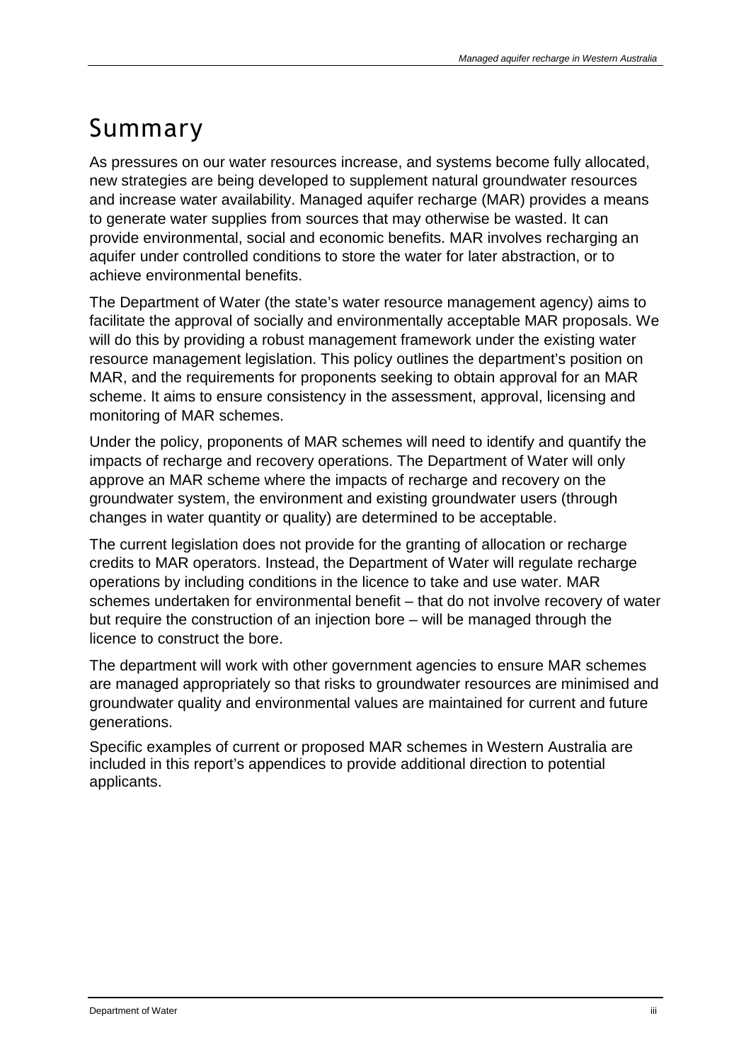# Summary

As pressures on our water resources increase, and systems become fully allocated, new strategies are being developed to supplement natural groundwater resources and increase water availability. Managed aquifer recharge (MAR) provides a means to generate water supplies from sources that may otherwise be wasted. It can provide environmental, social and economic benefits. MAR involves recharging an aquifer under controlled conditions to store the water for later abstraction, or to achieve environmental benefits.

The Department of Water (the state's water resource management agency) aims to facilitate the approval of socially and environmentally acceptable MAR proposals. We will do this by providing a robust management framework under the existing water resource management legislation. This policy outlines the department's position on MAR, and the requirements for proponents seeking to obtain approval for an MAR scheme. It aims to ensure consistency in the assessment, approval, licensing and monitoring of MAR schemes.

Under the policy, proponents of MAR schemes will need to identify and quantify the impacts of recharge and recovery operations. The Department of Water will only approve an MAR scheme where the impacts of recharge and recovery on the groundwater system, the environment and existing groundwater users (through changes in water quantity or quality) are determined to be acceptable.

The current legislation does not provide for the granting of allocation or recharge credits to MAR operators. Instead, the Department of Water will regulate recharge operations by including conditions in the licence to take and use water. MAR schemes undertaken for environmental benefit – that do not involve recovery of water but require the construction of an injection bore – will be managed through the licence to construct the bore.

The department will work with other government agencies to ensure MAR schemes are managed appropriately so that risks to groundwater resources are minimised and groundwater quality and environmental values are maintained for current and future generations.

Specific examples of current or proposed MAR schemes in Western Australia are included in this report's appendices to provide additional direction to potential applicants.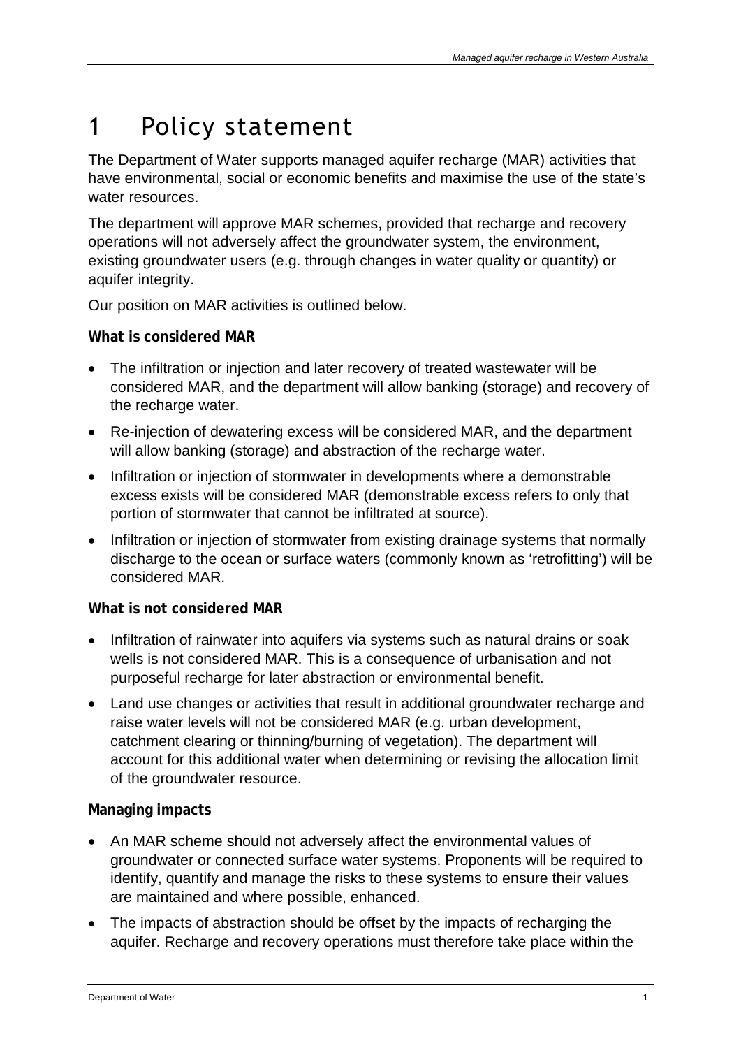# 1 Policy statement

The Department of Water supports managed aquifer recharge (MAR) activities that have environmental, social or economic benefits and maximise the use of the state's water resources.

The department will approve MAR schemes, provided that recharge and recovery operations will not adversely affect the groundwater system, the environment, existing groundwater users (e.g. through changes in water quality or quantity) or aquifer integrity.

Our position on MAR activities is outlined below.

**What is considered MAR**

- The infiltration or injection and later recovery of treated wastewater will be considered MAR, and the department will allow banking (storage) and recovery of the recharge water.
- Re-injection of dewatering excess will be considered MAR, and the department will allow banking (storage) and abstraction of the recharge water.
- Infiltration or injection of stormwater in developments where a demonstrable excess exists will be considered MAR (demonstrable excess refers to only that portion of stormwater that cannot be infiltrated at source).
- Infiltration or injection of stormwater from existing drainage systems that normally discharge to the ocean or surface waters (commonly known as 'retrofitting') will be considered MAR.

**What is not considered MAR**

- Infiltration of rainwater into aquifers via systems such as natural drains or soak wells is not considered MAR. This is a consequence of urbanisation and not purposeful recharge for later abstraction or environmental benefit.
- Land use changes or activities that result in additional groundwater recharge and raise water levels will not be considered MAR (e.g. urban development, catchment clearing or thinning/burning of vegetation). The department will account for this additional water when determining or revising the allocation limit of the groundwater resource.

**Managing impacts**

- An MAR scheme should not adversely affect the environmental values of groundwater or connected surface water systems. Proponents will be required to identify, quantify and manage the risks to these systems to ensure their values are maintained and where possible, enhanced.
- The impacts of abstraction should be offset by the impacts of recharging the aquifer. Recharge and recovery operations must therefore take place within the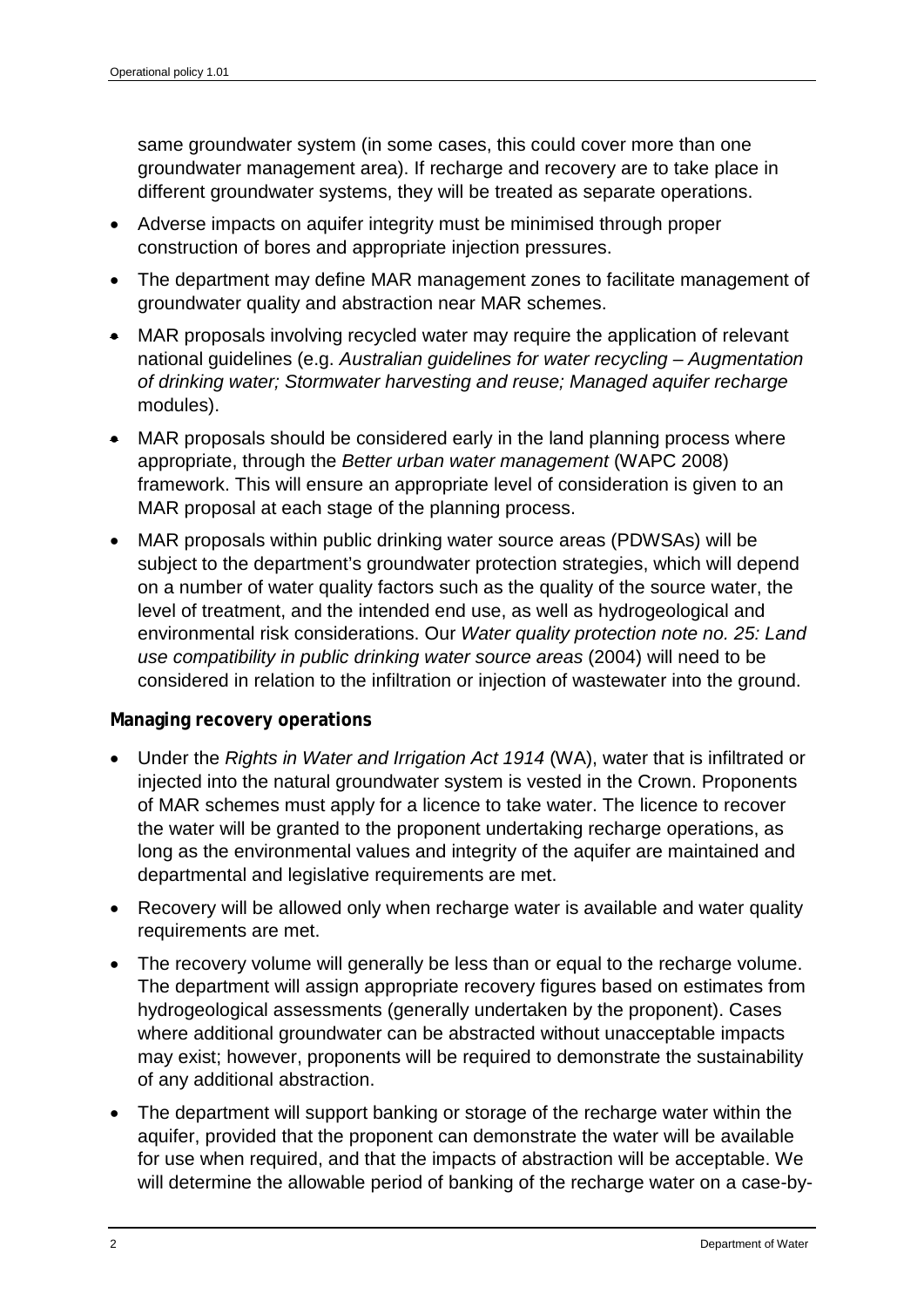same groundwater system (in some cases, this could cover more than one groundwater management area). If recharge and recovery are to take place in different groundwater systems, they will be treated as separate operations.

- Adverse impacts on aquifer integrity must be minimised through proper construction of bores and appropriate injection pressures.
- The department may define MAR management zones to facilitate management of groundwater quality and abstraction near MAR schemes.
- MAR proposals involving recycled water may require the application of relevant national guidelines (e.g. *Australian guidelines for water recycling – Augmentation of drinking water; Stormwater harvesting and reuse; Managed aquifer recharge* modules).
- MAR proposals should be considered early in the land planning process where appropriate, through the *Better urban water management* (WAPC 2008) framework. This will ensure an appropriate level of consideration is given to an MAR proposal at each stage of the planning process.
- MAR proposals within public drinking water source areas (PDWSAs) will be subject to the department's groundwater protection strategies, which will depend on a number of water quality factors such as the quality of the source water, the level of treatment, and the intended end use, as well as hydrogeological and environmental risk considerations. Our *Water quality protection note no. 25: Land use compatibility in public drinking water source areas* (2004) will need to be considered in relation to the infiltration or injection of wastewater into the ground.

**Managing recovery operations**

- Under the *Rights in Water and Irrigation Act 1914* (WA), water that is infiltrated or injected into the natural groundwater system is vested in the Crown. Proponents of MAR schemes must apply for a licence to take water. The licence to recover the water will be granted to the proponent undertaking recharge operations, as long as the environmental values and integrity of the aquifer are maintained and departmental and legislative requirements are met.
- Recovery will be allowed only when recharge water is available and water quality requirements are met.
- The recovery volume will generally be less than or equal to the recharge volume. The department will assign appropriate recovery figures based on estimates from hydrogeological assessments (generally undertaken by the proponent). Cases where additional groundwater can be abstracted without unacceptable impacts may exist; however, proponents will be required to demonstrate the sustainability of any additional abstraction.
- The department will support banking or storage of the recharge water within the aquifer, provided that the proponent can demonstrate the water will be available for use when required, and that the impacts of abstraction will be acceptable. We will determine the allowable period of banking of the recharge water on a case-by-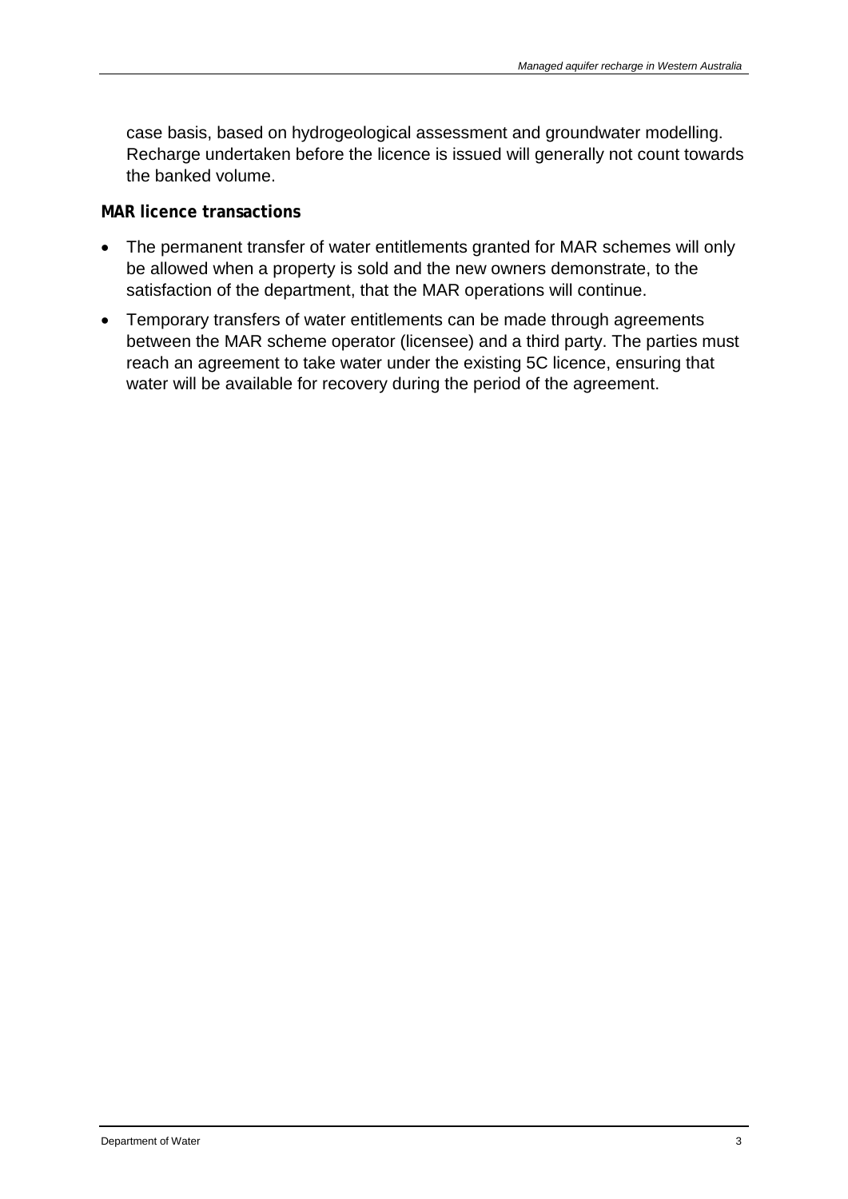case basis, based on hydrogeological assessment and groundwater modelling. Recharge undertaken before the licence is issued will generally not count towards the banked volume.

**MAR licence transactions**

- The permanent transfer of water entitlements granted for MAR schemes will only be allowed when a property is sold and the new owners demonstrate, to the satisfaction of the department, that the MAR operations will continue.
- Temporary transfers of water entitlements can be made through agreements between the MAR scheme operator (licensee) and a third party. The parties must reach an agreement to take water under the existing 5C licence, ensuring that water will be available for recovery during the period of the agreement.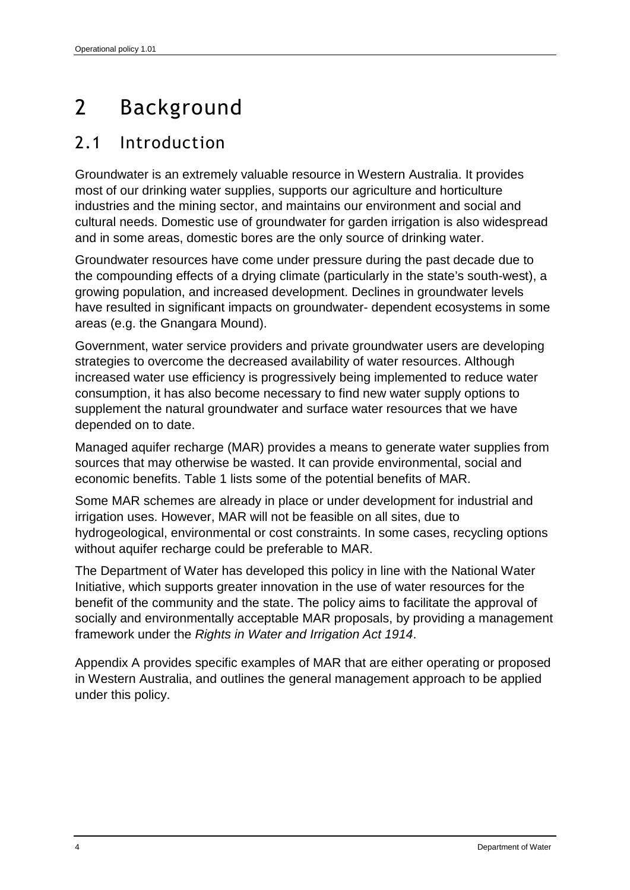# 2 Background

## 2.1 Introduction

Groundwater is an extremely valuable resource in Western Australia. It provides most of our drinking water supplies, supports our agriculture and horticulture industries and the mining sector, and maintains our environment and social and cultural needs. Domestic use of groundwater for garden irrigation is also widespread and in some areas, domestic bores are the only source of drinking water.

Groundwater resources have come under pressure during the past decade due to the compounding effects of a drying climate (particularly in the state's south-west), a growing population, and increased development. Declines in groundwater levels have resulted in significant impacts on groundwater- dependent ecosystems in some areas (e.g. the Gnangara Mound).

Government, water service providers and private groundwater users are developing strategies to overcome the decreased availability of water resources. Although increased water use efficiency is progressively being implemented to reduce water consumption, it has also become necessary to find new water supply options to supplement the natural groundwater and surface water resources that we have depended on to date.

Managed aquifer recharge (MAR) provides a means to generate water supplies from sources that may otherwise be wasted. It can provide environmental, social and economic benefits. Table 1 lists some of the potential benefits of MAR.

Some MAR schemes are already in place or under development for industrial and irrigation uses. However, MAR will not be feasible on all sites, due to hydrogeological, environmental or cost constraints. In some cases, recycling options without aquifer recharge could be preferable to MAR.

The Department of Water has developed this policy in line with the National Water Initiative, which supports greater innovation in the use of water resources for the benefit of the community and the state. The policy aims to facilitate the approval of socially and environmentally acceptable MAR proposals, by providing a management framework under the *Rights in Water and Irrigation Act 1914*.

Appendix A provides specific examples of MAR that are either operating or proposed in Western Australia, and outlines the general management approach to be applied under this policy.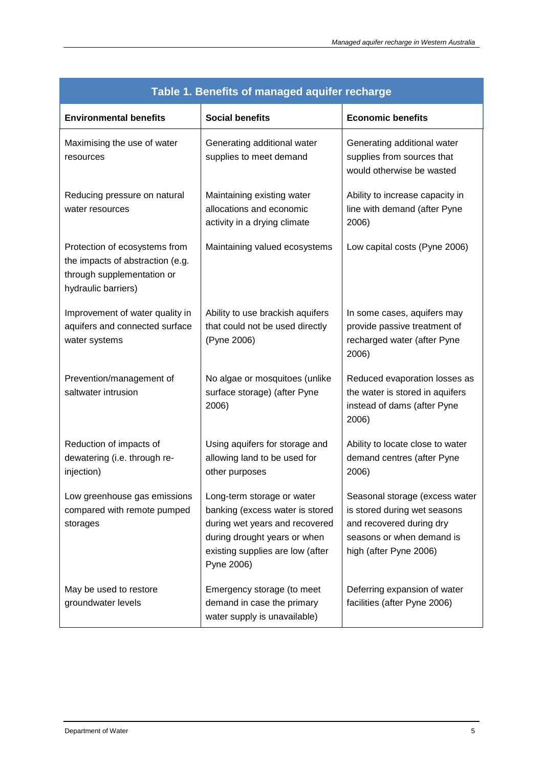**Table 1. Benefits of managed aquifer recharge**

| Environmental benefits | Social benefits | Economic benefits |
|---|---|---|
| Maximising the use of water resources | Generating additional water supplies to meet demand | Generating additional water supplies from sources that would otherwise be wasted |
| Reducing pressure on natural water resources | Maintaining existing water allocations and economic activity in a drying climate | Ability to increase capacity in line with demand (after Pyne 2006) |
| Protection of ecosystems from the impacts of abstraction (e.g. through supplementation or hydraulic barriers) | Maintaining valued ecosystems | Low capital costs (Pyne 2006) |
| Improvement of water quality in aquifers and connected surface water systems | Ability to use brackish aquifers that could not be used directly (Pyne 2006) | In some cases, aquifers may provide passive treatment of recharged water (after Pyne 2006) |
| Prevention/management of saltwater intrusion | No algae or mosquitoes (unlike surface storage) (after Pyne 2006) | Reduced evaporation losses as the water is stored in aquifers instead of dams (after Pyne 2006) |
| Reduction of impacts of dewatering (i.e. through re-injection) | Using aquifers for storage and allowing land to be used for other purposes | Ability to locate close to water demand centres (after Pyne 2006) |
| Low greenhouse gas emissions compared with remote pumped storages | Long-term storage or water banking (excess water is stored during wet years and recovered during drought years or when existing supplies are low (after Pyne 2006) | Seasonal storage (excess water is stored during wet seasons and recovered during dry seasons or when demand is high (after Pyne 2006) |
| May be used to restore groundwater levels | Emergency storage (to meet demand in case the primary water supply is unavailable) | Deferring expansion of water facilities (after Pyne 2006) |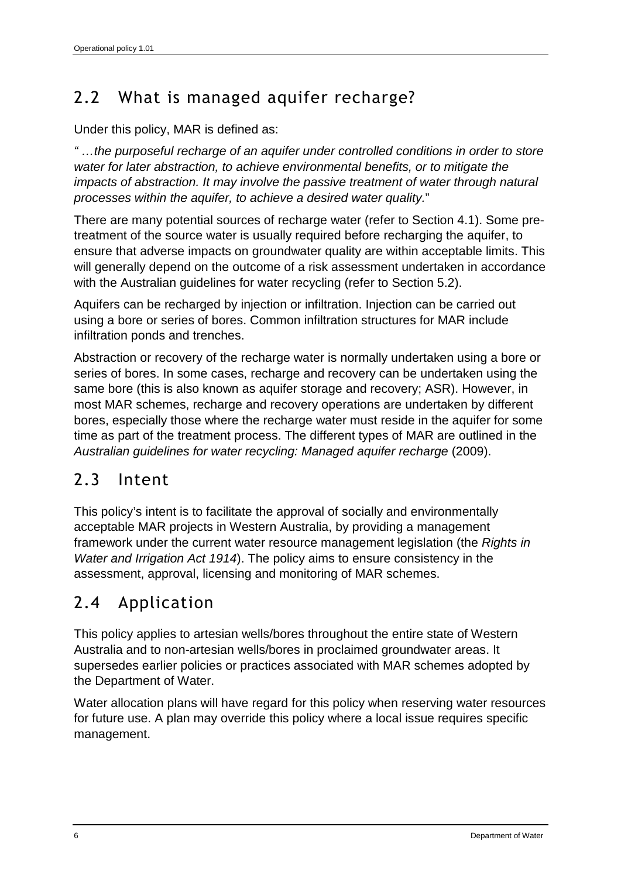## 2.2 What is managed aquifer recharge?

Under this policy, MAR is defined as:

*" …the purposeful recharge of an aquifer under controlled conditions in order to store water for later abstraction, to achieve environmental benefits, or to mitigate the impacts of abstraction. It may involve the passive treatment of water through natural processes within the aquifer, to achieve a desired water quality.*"

There are many potential sources of recharge water (refer to Section 4.1). Some pre-treatment of the source water is usually required before recharging the aquifer, to ensure that adverse impacts on groundwater quality are within acceptable limits. This will generally depend on the outcome of a risk assessment undertaken in accordance with the Australian guidelines for water recycling (refer to Section 5.2).

Aquifers can be recharged by injection or infiltration. Injection can be carried out using a bore or series of bores. Common infiltration structures for MAR include infiltration ponds and trenches.

Abstraction or recovery of the recharge water is normally undertaken using a bore or series of bores. In some cases, recharge and recovery can be undertaken using the same bore (this is also known as aquifer storage and recovery; ASR). However, in most MAR schemes, recharge and recovery operations are undertaken by different bores, especially those where the recharge water must reside in the aquifer for some time as part of the treatment process. The different types of MAR are outlined in the *Australian guidelines for water recycling: Managed aquifer recharge* (2009).

## 2.3 Intent

This policy's intent is to facilitate the approval of socially and environmentally acceptable MAR projects in Western Australia, by providing a management framework under the current water resource management legislation (the *Rights in Water and Irrigation Act 1914*). The policy aims to ensure consistency in the assessment, approval, licensing and monitoring of MAR schemes.

## 2.4 Application

This policy applies to artesian wells/bores throughout the entire state of Western Australia and to non-artesian wells/bores in proclaimed groundwater areas. It supersedes earlier policies or practices associated with MAR schemes adopted by the Department of Water.

Water allocation plans will have regard for this policy when reserving water resources for future use. A plan may override this policy where a local issue requires specific management.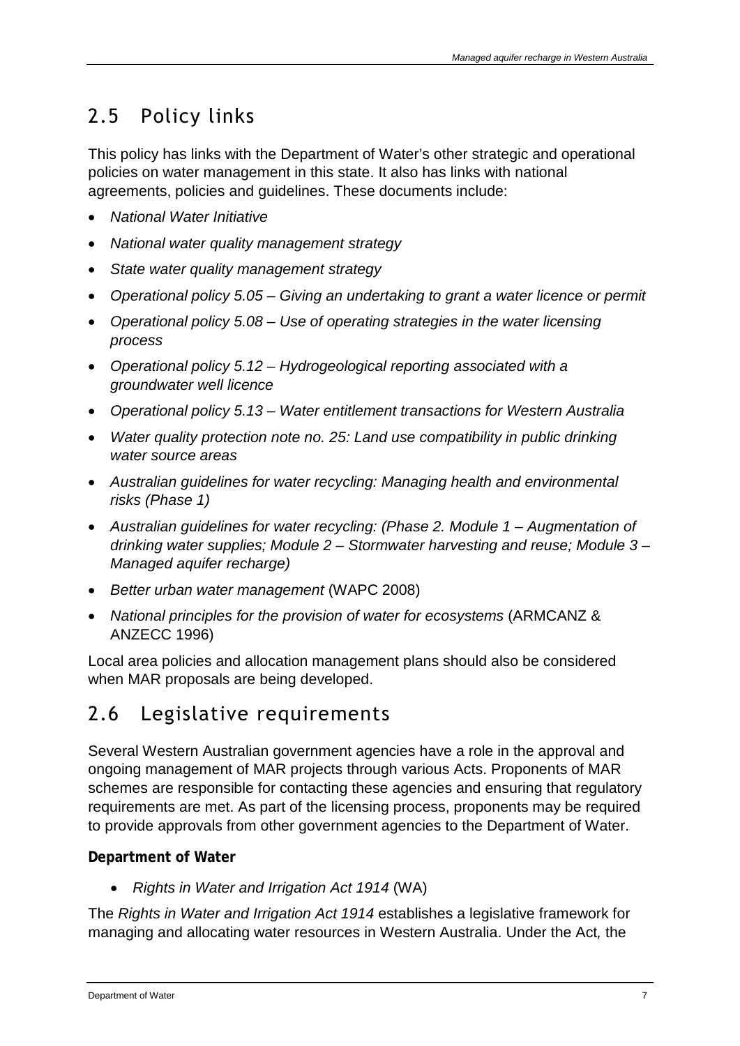## 2.5 Policy links

This policy has links with the Department of Water's other strategic and operational policies on water management in this state. It also has links with national agreements, policies and guidelines. These documents include:

- *National Water Initiative*
- *National water quality management strategy*
- *State water quality management strategy*
- *Operational policy 5.05 – Giving an undertaking to grant a water licence or permit*
- *Operational policy 5.08 – Use of operating strategies in the water licensing process*
- *Operational policy 5.12 – Hydrogeological reporting associated with a groundwater well licence*
- *Operational policy 5.13 – Water entitlement transactions for Western Australia*
- *Water quality protection note no. 25: Land use compatibility in public drinking water source areas*
- *Australian guidelines for water recycling: Managing health and environmental risks (Phase 1)*
- *Australian guidelines for water recycling: (Phase 2. Module 1 – Augmentation of drinking water supplies; Module 2 – Stormwater harvesting and reuse; Module 3 – Managed aquifer recharge)*
- *Better urban water management* (WAPC 2008)
- *National principles for the provision of water for ecosystems* (ARMCANZ & ANZECC 1996)

Local area policies and allocation management plans should also be considered when MAR proposals are being developed.

## 2.6 Legislative requirements

Several Western Australian government agencies have a role in the approval and ongoing management of MAR projects through various Acts. Proponents of MAR schemes are responsible for contacting these agencies and ensuring that regulatory requirements are met. As part of the licensing process, proponents may be required to provide approvals from other government agencies to the Department of Water.

**Department of Water**

- *Rights in Water and Irrigation Act 1914* (WA)

The *Rights in Water and Irrigation Act 1914* establishes a legislative framework for managing and allocating water resources in Western Australia. Under the Act, the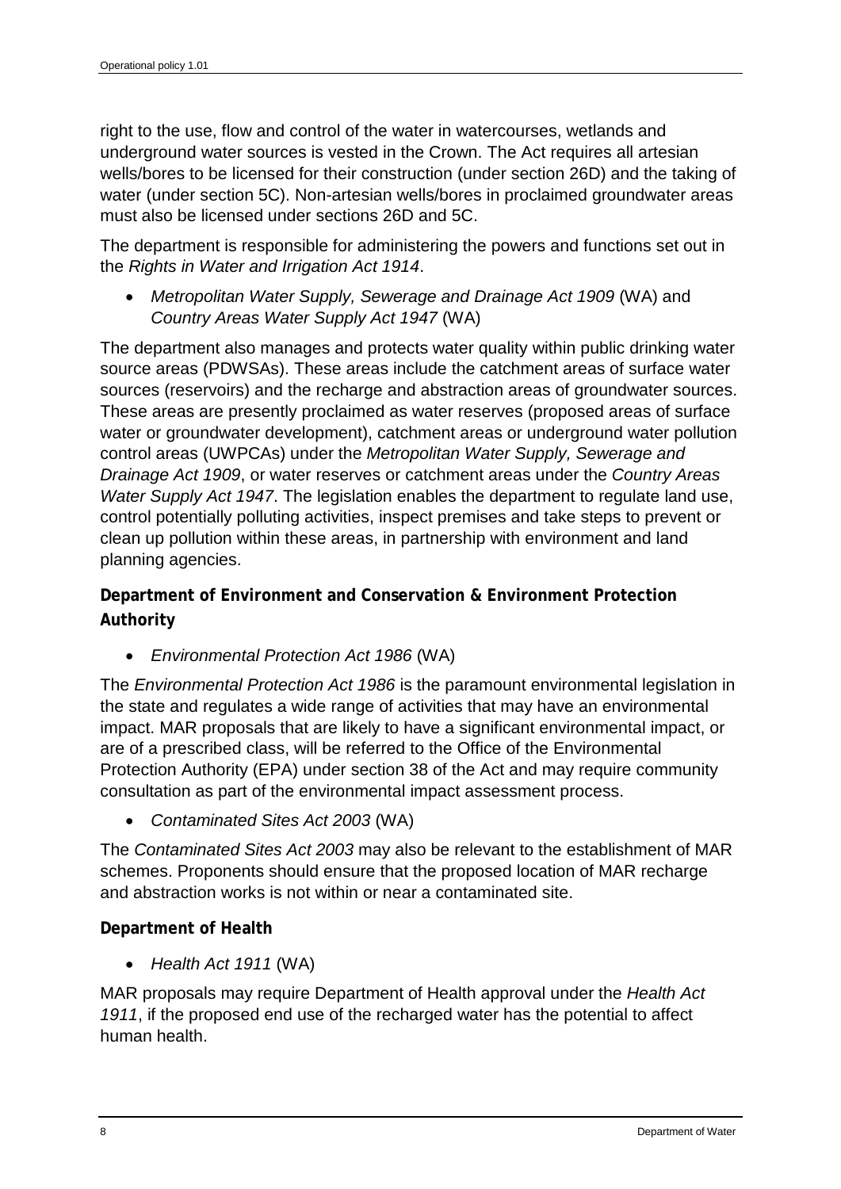right to the use, flow and control of the water in watercourses, wetlands and underground water sources is vested in the Crown. The Act requires all artesian wells/bores to be licensed for their construction (under section 26D) and the taking of water (under section 5C). Non-artesian wells/bores in proclaimed groundwater areas must also be licensed under sections 26D and 5C.

The department is responsible for administering the powers and functions set out in the *Rights in Water and Irrigation Act 1914*.

- *Metropolitan Water Supply, Sewerage and Drainage Act 1909* (WA) and *Country Areas Water Supply Act 1947* (WA)

The department also manages and protects water quality within public drinking water source areas (PDWSAs). These areas include the catchment areas of surface water sources (reservoirs) and the recharge and abstraction areas of groundwater sources. These areas are presently proclaimed as water reserves (proposed areas of surface water or groundwater development), catchment areas or underground water pollution control areas (UWPCAs) under the *Metropolitan Water Supply, Sewerage and Drainage Act 1909*, or water reserves or catchment areas under the *Country Areas Water Supply Act 1947*. The legislation enables the department to regulate land use, control potentially polluting activities, inspect premises and take steps to prevent or clean up pollution within these areas, in partnership with environment and land planning agencies.

**Department of Environment and Conservation & Environment Protection Authority**

- *Environmental Protection Act 1986* (WA)

The *Environmental Protection Act 1986* is the paramount environmental legislation in the state and regulates a wide range of activities that may have an environmental impact. MAR proposals that are likely to have a significant environmental impact, or are of a prescribed class, will be referred to the Office of the Environmental Protection Authority (EPA) under section 38 of the Act and may require community consultation as part of the environmental impact assessment process.

- *Contaminated Sites Act 2003* (WA)

The *Contaminated Sites Act 2003* may also be relevant to the establishment of MAR schemes. Proponents should ensure that the proposed location of MAR recharge and abstraction works is not within or near a contaminated site.

**Department of Health**

- *Health Act 1911* (WA)

MAR proposals may require Department of Health approval under the *Health Act 1911*, if the proposed end use of the recharged water has the potential to affect human health.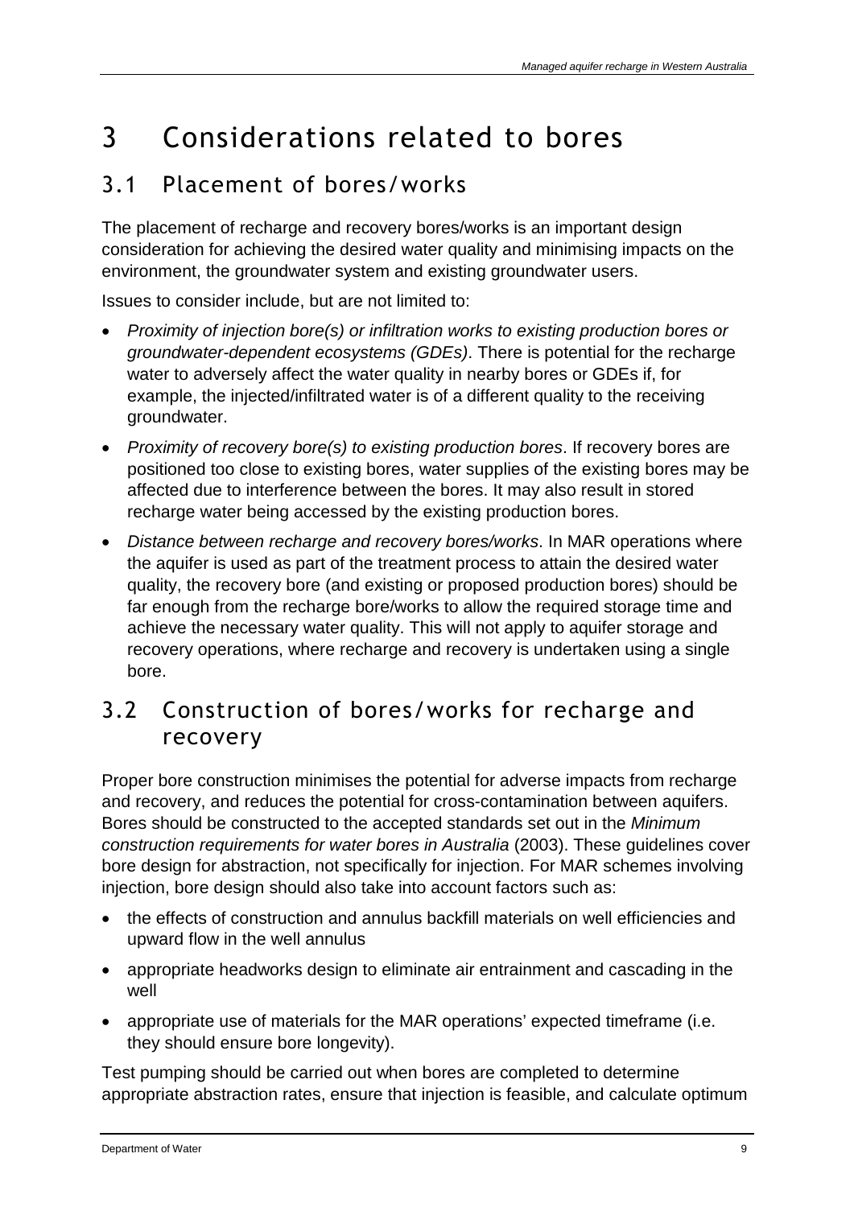# 3 Considerations related to bores

## 3.1 Placement of bores/works

The placement of recharge and recovery bores/works is an important design consideration for achieving the desired water quality and minimising impacts on the environment, the groundwater system and existing groundwater users.

Issues to consider include, but are not limited to:

- *Proximity of injection bore(s) or infiltration works to existing production bores or groundwater-dependent ecosystems (GDEs)*. There is potential for the recharge water to adversely affect the water quality in nearby bores or GDEs if, for example, the injected/infiltrated water is of a different quality to the receiving groundwater.
- *Proximity of recovery bore(s) to existing production bores*. If recovery bores are positioned too close to existing bores, water supplies of the existing bores may be affected due to interference between the bores. It may also result in stored recharge water being accessed by the existing production bores.
- *Distance between recharge and recovery bores/works*. In MAR operations where the aquifer is used as part of the treatment process to attain the desired water quality, the recovery bore (and existing or proposed production bores) should be far enough from the recharge bore/works to allow the required storage time and achieve the necessary water quality. This will not apply to aquifer storage and recovery operations, where recharge and recovery is undertaken using a single bore.

## 3.2 Construction of bores/works for recharge and recovery

Proper bore construction minimises the potential for adverse impacts from recharge and recovery, and reduces the potential for cross-contamination between aquifers. Bores should be constructed to the accepted standards set out in the *Minimum construction requirements for water bores in Australia* (2003). These guidelines cover bore design for abstraction, not specifically for injection. For MAR schemes involving injection, bore design should also take into account factors such as:

- the effects of construction and annulus backfill materials on well efficiencies and upward flow in the well annulus
- appropriate headworks design to eliminate air entrainment and cascading in the well
- appropriate use of materials for the MAR operations' expected timeframe (i.e. they should ensure bore longevity).

Test pumping should be carried out when bores are completed to determine appropriate abstraction rates, ensure that injection is feasible, and calculate optimum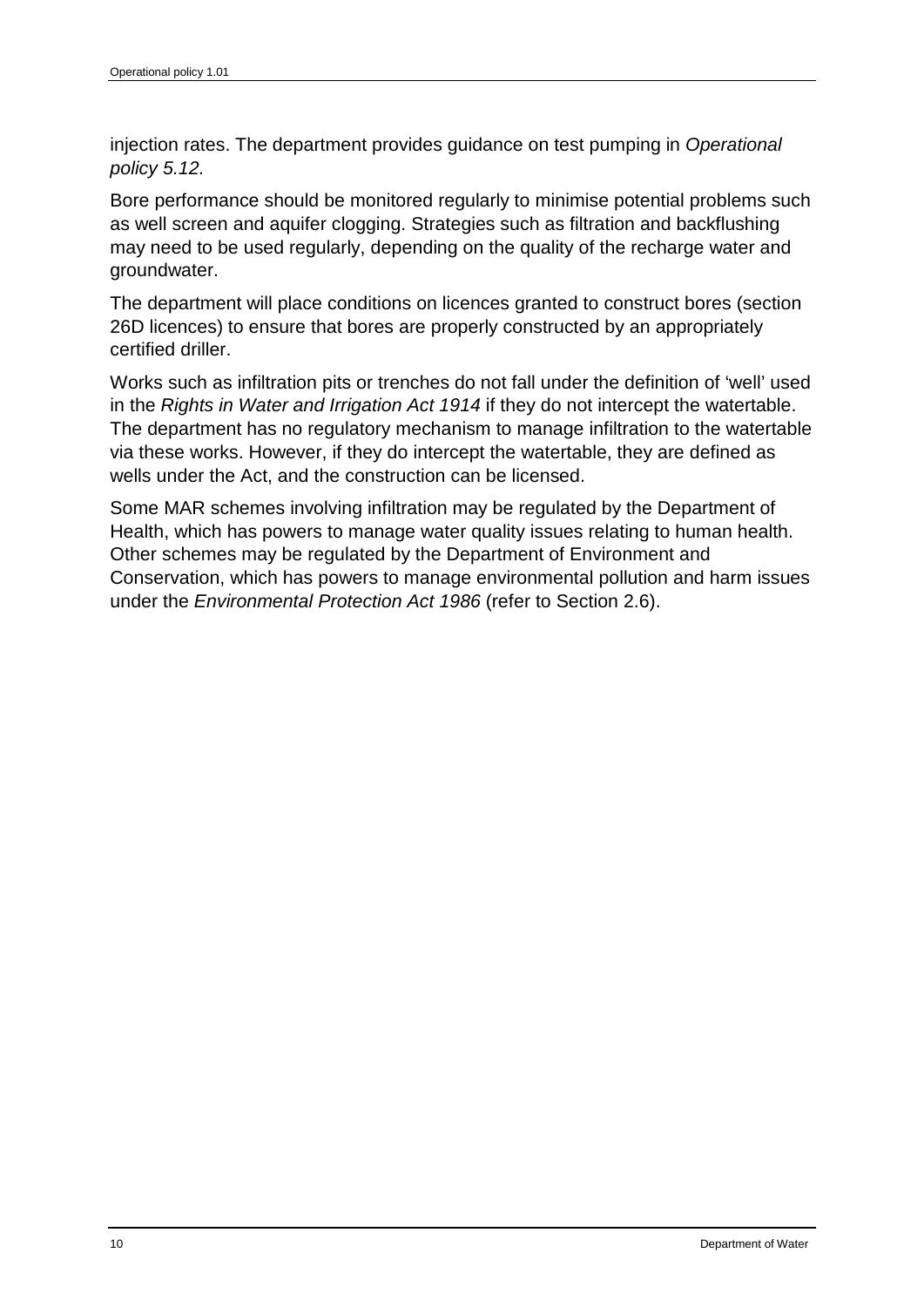injection rates. The department provides guidance on test pumping in *Operational policy 5.12.*

Bore performance should be monitored regularly to minimise potential problems such as well screen and aquifer clogging. Strategies such as filtration and backflushing may need to be used regularly, depending on the quality of the recharge water and groundwater.

The department will place conditions on licences granted to construct bores (section 26D licences) to ensure that bores are properly constructed by an appropriately certified driller.

Works such as infiltration pits or trenches do not fall under the definition of 'well' used in the *Rights in Water and Irrigation Act 1914* if they do not intercept the watertable. The department has no regulatory mechanism to manage infiltration to the watertable via these works. However, if they do intercept the watertable, they are defined as wells under the Act, and the construction can be licensed.

Some MAR schemes involving infiltration may be regulated by the Department of Health, which has powers to manage water quality issues relating to human health. Other schemes may be regulated by the Department of Environment and Conservation, which has powers to manage environmental pollution and harm issues under the *Environmental Protection Act 1986* (refer to Section 2.6).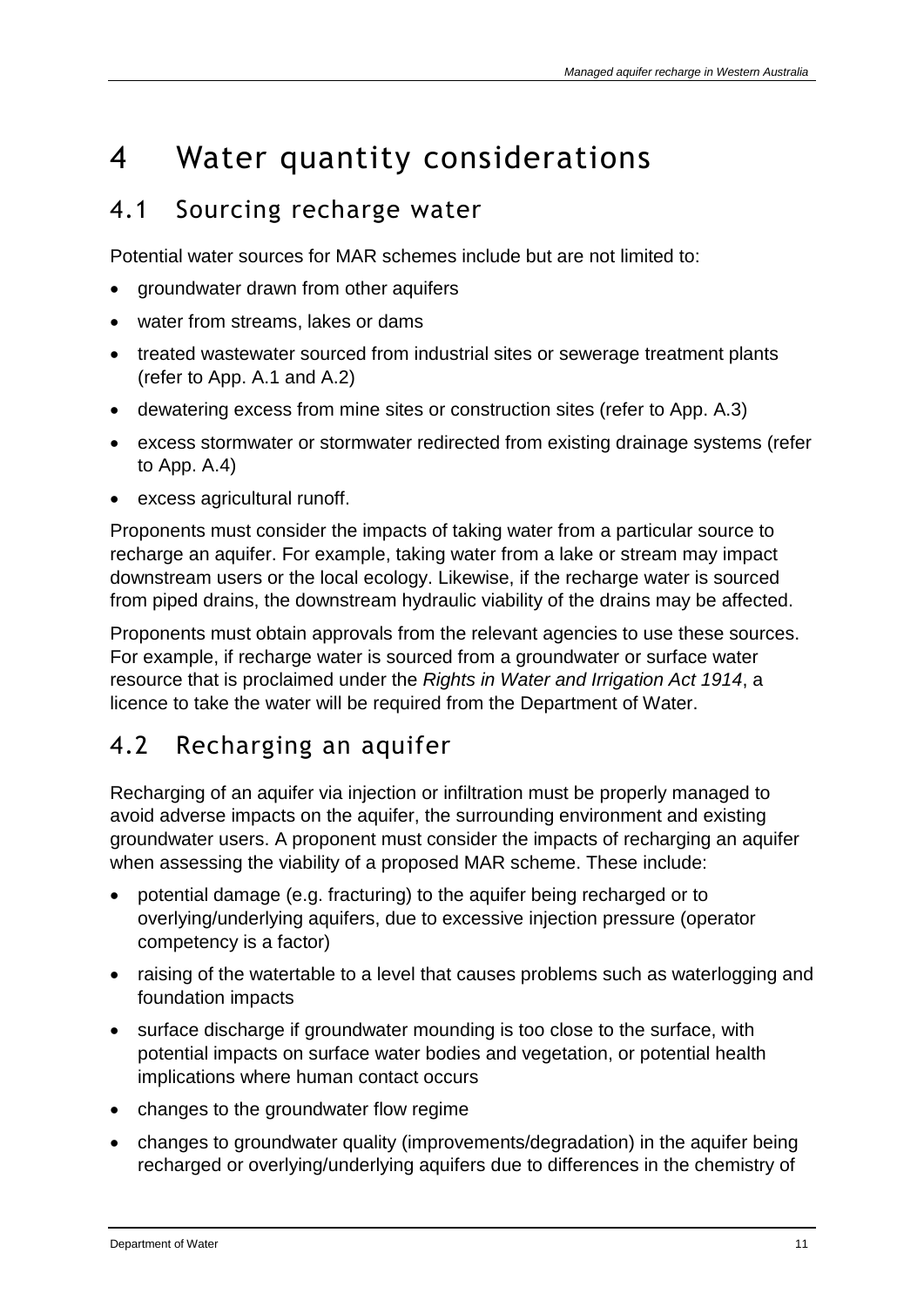# 4 Water quantity considerations

## 4.1 Sourcing recharge water

Potential water sources for MAR schemes include but are not limited to:

- groundwater drawn from other aquifers
- water from streams, lakes or dams
- treated wastewater sourced from industrial sites or sewerage treatment plants (refer to App. A.1 and A.2)
- dewatering excess from mine sites or construction sites (refer to App. A.3)
- excess stormwater or stormwater redirected from existing drainage systems (refer to App. A.4)
- excess agricultural runoff.

Proponents must consider the impacts of taking water from a particular source to recharge an aquifer. For example, taking water from a lake or stream may impact downstream users or the local ecology. Likewise, if the recharge water is sourced from piped drains, the downstream hydraulic viability of the drains may be affected.

Proponents must obtain approvals from the relevant agencies to use these sources. For example, if recharge water is sourced from a groundwater or surface water resource that is proclaimed under the *Rights in Water and Irrigation Act 1914*, a licence to take the water will be required from the Department of Water.

## 4.2 Recharging an aquifer

Recharging of an aquifer via injection or infiltration must be properly managed to avoid adverse impacts on the aquifer, the surrounding environment and existing groundwater users. A proponent must consider the impacts of recharging an aquifer when assessing the viability of a proposed MAR scheme. These include:

- potential damage (e.g. fracturing) to the aquifer being recharged or to overlying/underlying aquifers, due to excessive injection pressure (operator competency is a factor)
- raising of the watertable to a level that causes problems such as waterlogging and foundation impacts
- surface discharge if groundwater mounding is too close to the surface, with potential impacts on surface water bodies and vegetation, or potential health implications where human contact occurs
- changes to the groundwater flow regime
- changes to groundwater quality (improvements/degradation) in the aquifer being recharged or overlying/underlying aquifers due to differences in the chemistry of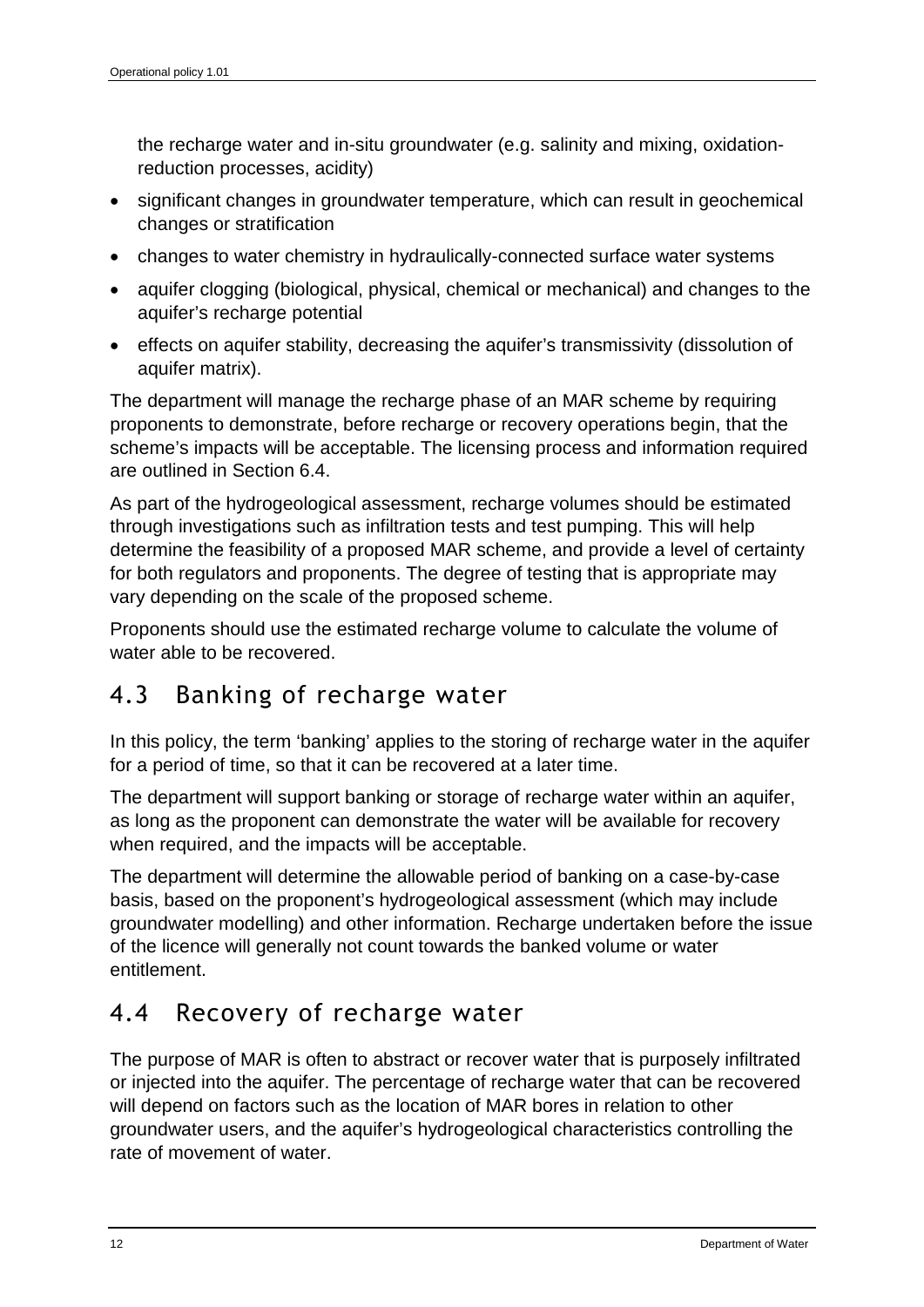the recharge water and in-situ groundwater (e.g. salinity and mixing, oxidation-reduction processes, acidity)

- significant changes in groundwater temperature, which can result in geochemical changes or stratification
- changes to water chemistry in hydraulically-connected surface water systems
- aquifer clogging (biological, physical, chemical or mechanical) and changes to the aquifer's recharge potential
- effects on aquifer stability, decreasing the aquifer's transmissivity (dissolution of aquifer matrix).

The department will manage the recharge phase of an MAR scheme by requiring proponents to demonstrate, before recharge or recovery operations begin, that the scheme's impacts will be acceptable. The licensing process and information required are outlined in Section 6.4.

As part of the hydrogeological assessment, recharge volumes should be estimated through investigations such as infiltration tests and test pumping. This will help determine the feasibility of a proposed MAR scheme, and provide a level of certainty for both regulators and proponents. The degree of testing that is appropriate may vary depending on the scale of the proposed scheme.

Proponents should use the estimated recharge volume to calculate the volume of water able to be recovered.

## 4.3 Banking of recharge water

In this policy, the term 'banking' applies to the storing of recharge water in the aquifer for a period of time, so that it can be recovered at a later time.

The department will support banking or storage of recharge water within an aquifer, as long as the proponent can demonstrate the water will be available for recovery when required, and the impacts will be acceptable.

The department will determine the allowable period of banking on a case-by-case basis, based on the proponent's hydrogeological assessment (which may include groundwater modelling) and other information. Recharge undertaken before the issue of the licence will generally not count towards the banked volume or water entitlement.

## 4.4 Recovery of recharge water

The purpose of MAR is often to abstract or recover water that is purposely infiltrated or injected into the aquifer. The percentage of recharge water that can be recovered will depend on factors such as the location of MAR bores in relation to other groundwater users, and the aquifer's hydrogeological characteristics controlling the rate of movement of water.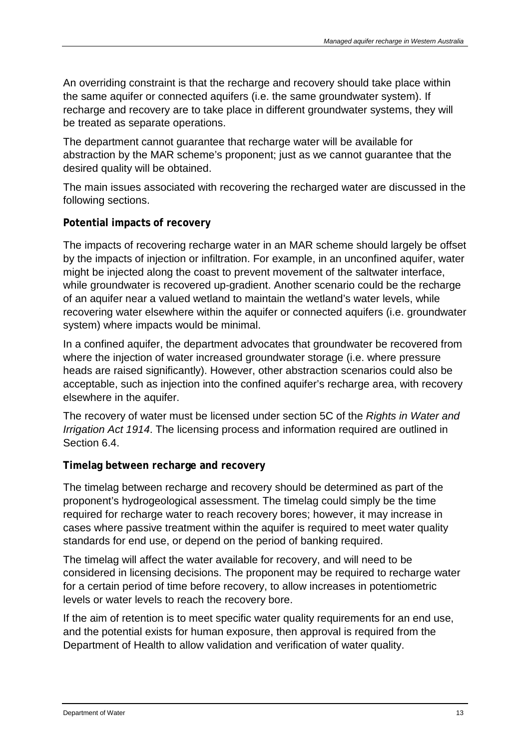An overriding constraint is that the recharge and recovery should take place within the same aquifer or connected aquifers (i.e. the same groundwater system). If recharge and recovery are to take place in different groundwater systems, they will be treated as separate operations.

The department cannot guarantee that recharge water will be available for abstraction by the MAR scheme's proponent; just as we cannot guarantee that the desired quality will be obtained.

The main issues associated with recovering the recharged water are discussed in the following sections.

**Potential impacts of recovery**

The impacts of recovering recharge water in an MAR scheme should largely be offset by the impacts of injection or infiltration. For example, in an unconfined aquifer, water might be injected along the coast to prevent movement of the saltwater interface, while groundwater is recovered up-gradient. Another scenario could be the recharge of an aquifer near a valued wetland to maintain the wetland's water levels, while recovering water elsewhere within the aquifer or connected aquifers (i.e. groundwater system) where impacts would be minimal.

In a confined aquifer, the department advocates that groundwater be recovered from where the injection of water increased groundwater storage (i.e. where pressure heads are raised significantly). However, other abstraction scenarios could also be acceptable, such as injection into the confined aquifer's recharge area, with recovery elsewhere in the aquifer.

The recovery of water must be licensed under section 5C of the *Rights in Water and Irrigation Act 1914*. The licensing process and information required are outlined in Section 6.4.

**Timelag between recharge and recovery**

The timelag between recharge and recovery should be determined as part of the proponent's hydrogeological assessment. The timelag could simply be the time required for recharge water to reach recovery bores; however, it may increase in cases where passive treatment within the aquifer is required to meet water quality standards for end use, or depend on the period of banking required.

The timelag will affect the water available for recovery, and will need to be considered in licensing decisions. The proponent may be required to recharge water for a certain period of time before recovery, to allow increases in potentiometric levels or water levels to reach the recovery bore.

If the aim of retention is to meet specific water quality requirements for an end use, and the potential exists for human exposure, then approval is required from the Department of Health to allow validation and verification of water quality.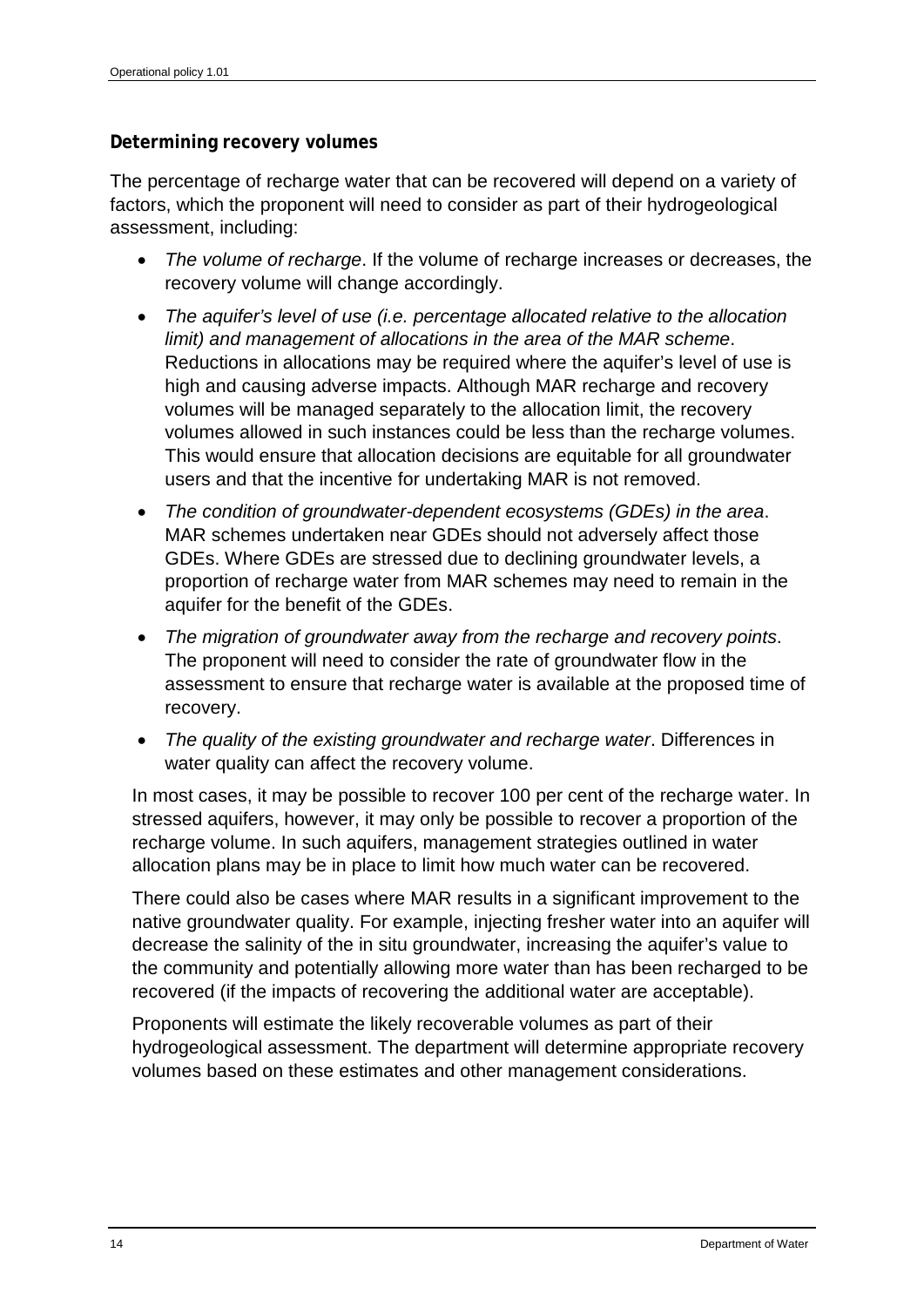**Determining recovery volumes**

The percentage of recharge water that can be recovered will depend on a variety of factors, which the proponent will need to consider as part of their hydrogeological assessment, including:

- *The volume of recharge*. If the volume of recharge increases or decreases, the recovery volume will change accordingly.
- *The aquifer's level of use (i.e. percentage allocated relative to the allocation limit) and management of allocations in the area of the MAR scheme*. Reductions in allocations may be required where the aquifer's level of use is high and causing adverse impacts. Although MAR recharge and recovery volumes will be managed separately to the allocation limit, the recovery volumes allowed in such instances could be less than the recharge volumes. This would ensure that allocation decisions are equitable for all groundwater users and that the incentive for undertaking MAR is not removed.
- *The condition of groundwater-dependent ecosystems (GDEs) in the area*. MAR schemes undertaken near GDEs should not adversely affect those GDEs. Where GDEs are stressed due to declining groundwater levels, a proportion of recharge water from MAR schemes may need to remain in the aquifer for the benefit of the GDEs.
- *The migration of groundwater away from the recharge and recovery points*. The proponent will need to consider the rate of groundwater flow in the assessment to ensure that recharge water is available at the proposed time of recovery.
- *The quality of the existing groundwater and recharge water*. Differences in water quality can affect the recovery volume.

In most cases, it may be possible to recover 100 per cent of the recharge water. In stressed aquifers, however, it may only be possible to recover a proportion of the recharge volume. In such aquifers, management strategies outlined in water allocation plans may be in place to limit how much water can be recovered.

There could also be cases where MAR results in a significant improvement to the native groundwater quality. For example, injecting fresher water into an aquifer will decrease the salinity of the in situ groundwater, increasing the aquifer's value to the community and potentially allowing more water than has been recharged to be recovered (if the impacts of recovering the additional water are acceptable).

Proponents will estimate the likely recoverable volumes as part of their hydrogeological assessment. The department will determine appropriate recovery volumes based on these estimates and other management considerations.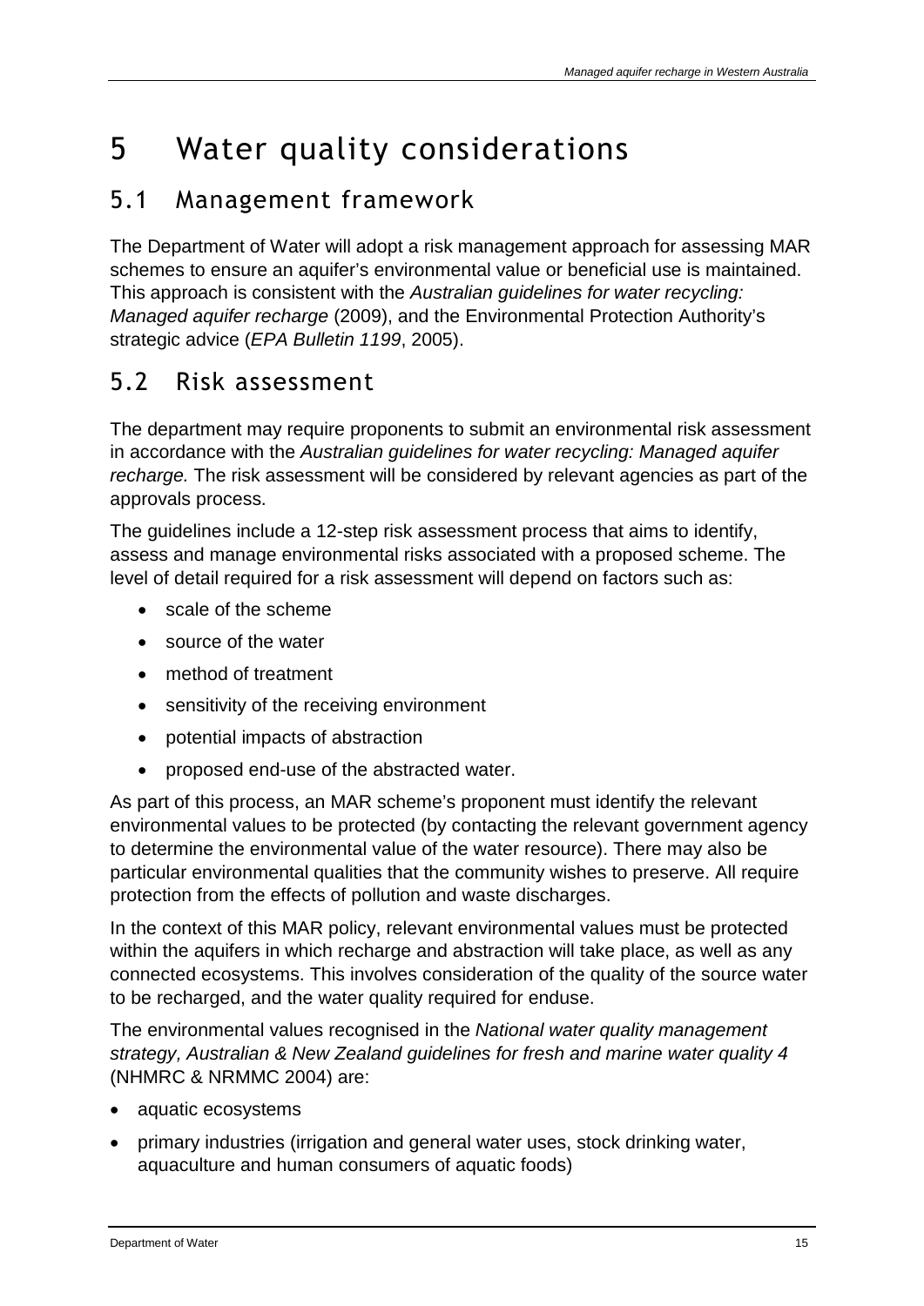# 5 Water quality considerations

## 5.1 Management framework

The Department of Water will adopt a risk management approach for assessing MAR schemes to ensure an aquifer's environmental value or beneficial use is maintained. This approach is consistent with the *Australian guidelines for water recycling: Managed aquifer recharge* (2009), and the Environmental Protection Authority's strategic advice (*EPA Bulletin 1199*, 2005).

## 5.2 Risk assessment

The department may require proponents to submit an environmental risk assessment in accordance with the *Australian guidelines for water recycling: Managed aquifer recharge.* The risk assessment will be considered by relevant agencies as part of the approvals process.

The guidelines include a 12-step risk assessment process that aims to identify, assess and manage environmental risks associated with a proposed scheme. The level of detail required for a risk assessment will depend on factors such as:

- scale of the scheme
- source of the water
- method of treatment
- sensitivity of the receiving environment
- potential impacts of abstraction
- proposed end-use of the abstracted water.

As part of this process, an MAR scheme's proponent must identify the relevant environmental values to be protected (by contacting the relevant government agency to determine the environmental value of the water resource). There may also be particular environmental qualities that the community wishes to preserve. All require protection from the effects of pollution and waste discharges.

In the context of this MAR policy, relevant environmental values must be protected within the aquifers in which recharge and abstraction will take place, as well as any connected ecosystems. This involves consideration of the quality of the source water to be recharged, and the water quality required for enduse.

The environmental values recognised in the *National water quality management strategy, Australian & New Zealand guidelines for fresh and marine water quality 4* (NHMRC & NRMMC 2004) are:

- aquatic ecosystems
- primary industries (irrigation and general water uses, stock drinking water, aquaculture and human consumers of aquatic foods)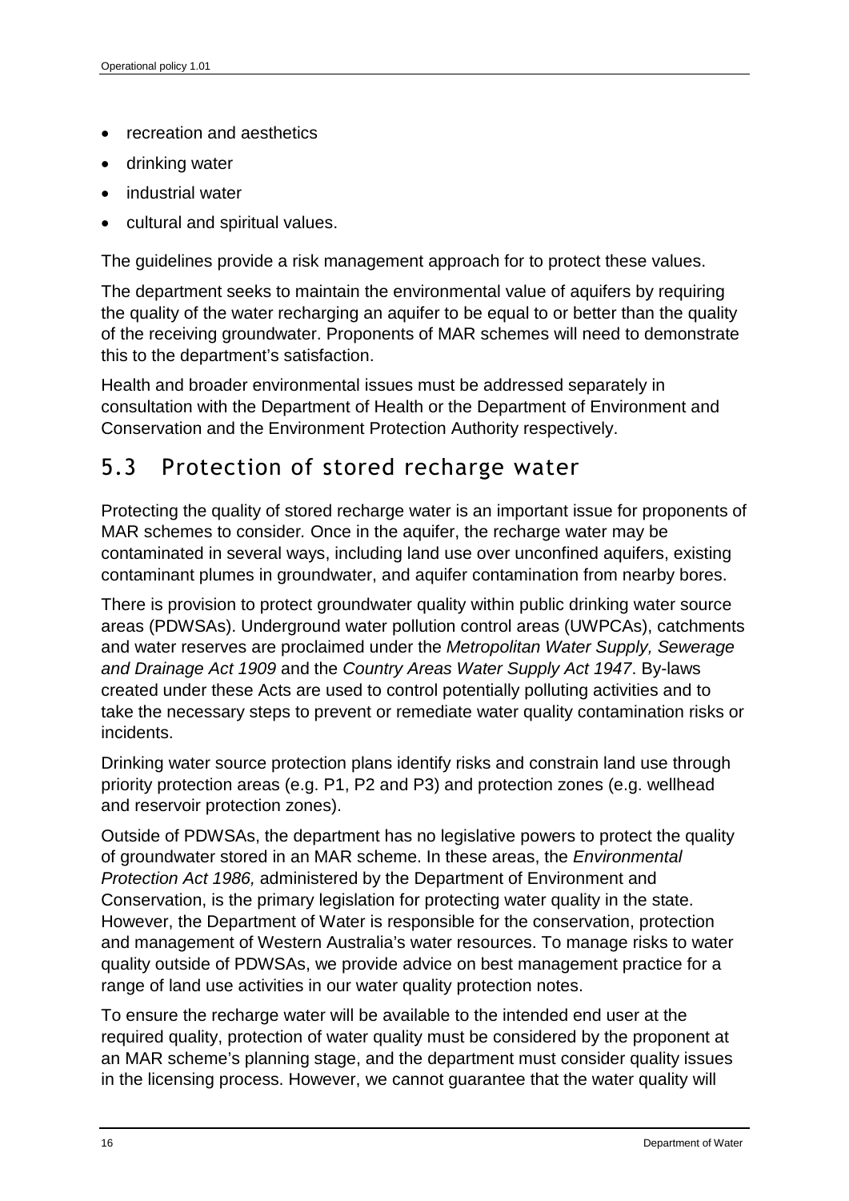- recreation and aesthetics
- drinking water
- industrial water
- cultural and spiritual values.

The guidelines provide a risk management approach for to protect these values.

The department seeks to maintain the environmental value of aquifers by requiring the quality of the water recharging an aquifer to be equal to or better than the quality of the receiving groundwater. Proponents of MAR schemes will need to demonstrate this to the department's satisfaction.

Health and broader environmental issues must be addressed separately in consultation with the Department of Health or the Department of Environment and Conservation and the Environment Protection Authority respectively.

## 5.3 Protection of stored recharge water

Protecting the quality of stored recharge water is an important issue for proponents of MAR schemes to consider. Once in the aquifer, the recharge water may be contaminated in several ways, including land use over unconfined aquifers, existing contaminant plumes in groundwater, and aquifer contamination from nearby bores.

There is provision to protect groundwater quality within public drinking water source areas (PDWSAs). Underground water pollution control areas (UWPCAs), catchments and water reserves are proclaimed under the *Metropolitan Water Supply, Sewerage and Drainage Act 1909* and the *Country Areas Water Supply Act 1947*. By-laws created under these Acts are used to control potentially polluting activities and to take the necessary steps to prevent or remediate water quality contamination risks or incidents.

Drinking water source protection plans identify risks and constrain land use through priority protection areas (e.g. P1, P2 and P3) and protection zones (e.g. wellhead and reservoir protection zones).

Outside of PDWSAs, the department has no legislative powers to protect the quality of groundwater stored in an MAR scheme. In these areas, the *Environmental Protection Act 1986,* administered by the Department of Environment and Conservation, is the primary legislation for protecting water quality in the state. However, the Department of Water is responsible for the conservation, protection and management of Western Australia's water resources. To manage risks to water quality outside of PDWSAs, we provide advice on best management practice for a range of land use activities in our water quality protection notes.

To ensure the recharge water will be available to the intended end user at the required quality, protection of water quality must be considered by the proponent at an MAR scheme's planning stage, and the department must consider quality issues in the licensing process. However, we cannot guarantee that the water quality will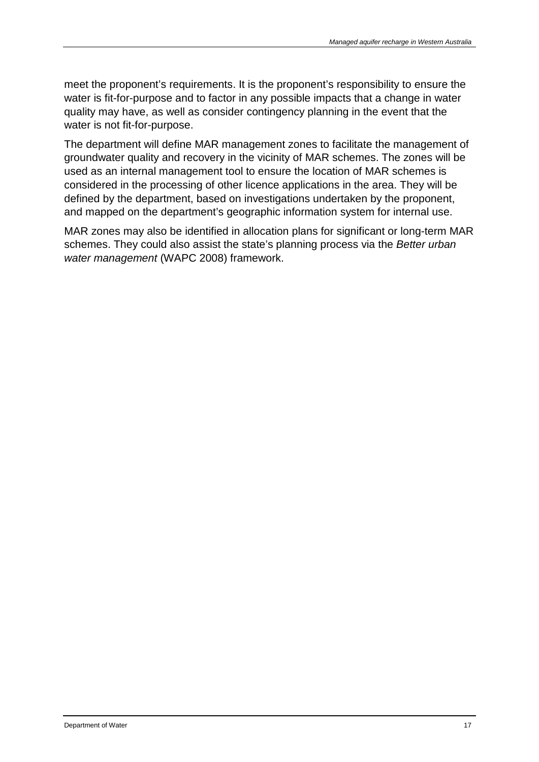meet the proponent's requirements. It is the proponent's responsibility to ensure the water is fit-for-purpose and to factor in any possible impacts that a change in water quality may have, as well as consider contingency planning in the event that the water is not fit-for-purpose.

The department will define MAR management zones to facilitate the management of groundwater quality and recovery in the vicinity of MAR schemes. The zones will be used as an internal management tool to ensure the location of MAR schemes is considered in the processing of other licence applications in the area. They will be defined by the department, based on investigations undertaken by the proponent, and mapped on the department's geographic information system for internal use.

MAR zones may also be identified in allocation plans for significant or long-term MAR schemes. They could also assist the state's planning process via the *Better urban water management* (WAPC 2008) framework.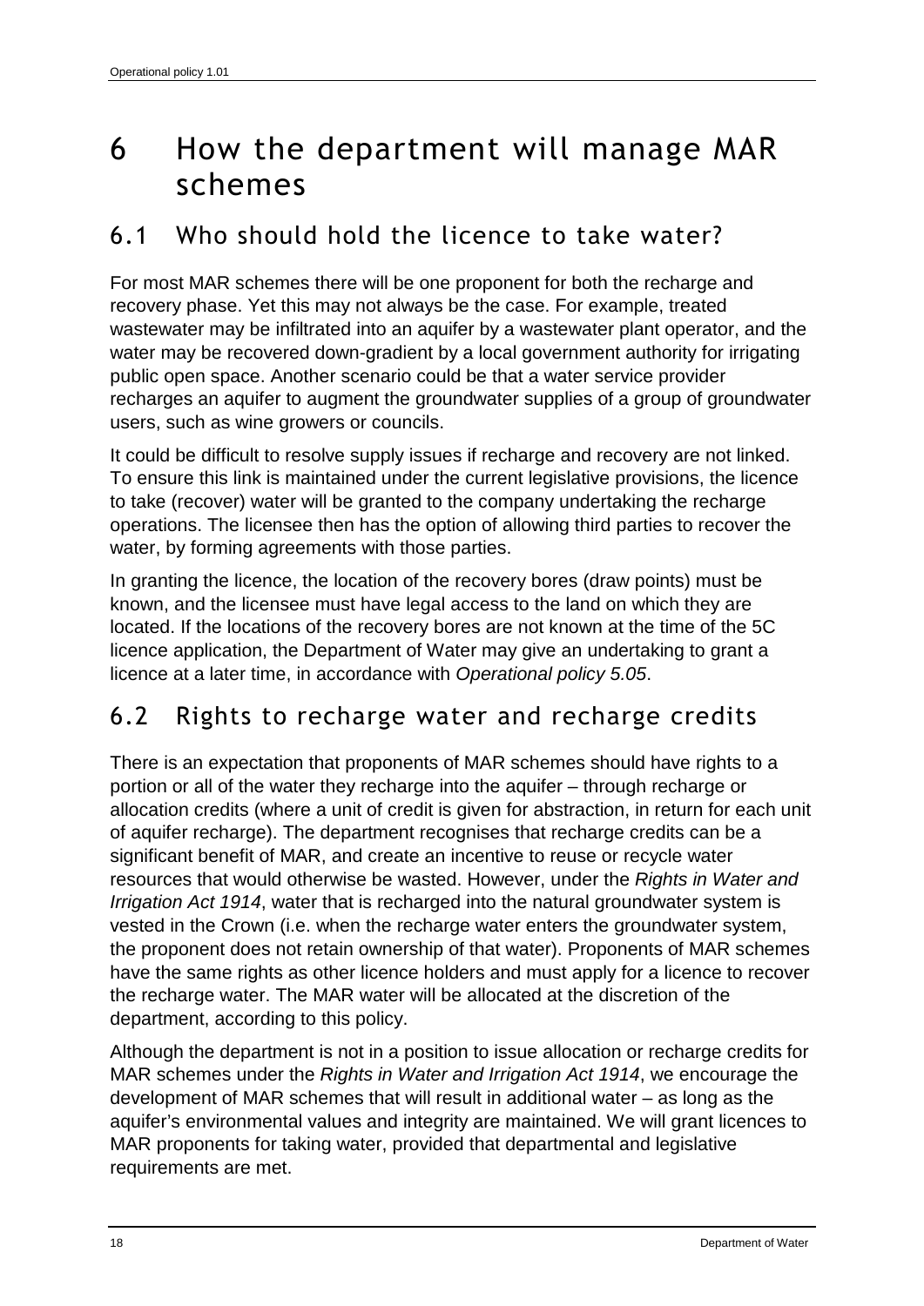# 6 How the department will manage MAR schemes

## 6.1 Who should hold the licence to take water?

For most MAR schemes there will be one proponent for both the recharge and recovery phase. Yet this may not always be the case. For example, treated wastewater may be infiltrated into an aquifer by a wastewater plant operator, and the water may be recovered down-gradient by a local government authority for irrigating public open space. Another scenario could be that a water service provider recharges an aquifer to augment the groundwater supplies of a group of groundwater users, such as wine growers or councils.

It could be difficult to resolve supply issues if recharge and recovery are not linked. To ensure this link is maintained under the current legislative provisions, the licence to take (recover) water will be granted to the company undertaking the recharge operations. The licensee then has the option of allowing third parties to recover the water, by forming agreements with those parties.

In granting the licence, the location of the recovery bores (draw points) must be known, and the licensee must have legal access to the land on which they are located. If the locations of the recovery bores are not known at the time of the 5C licence application, the Department of Water may give an undertaking to grant a licence at a later time, in accordance with *Operational policy 5.05*.

## 6.2 Rights to recharge water and recharge credits

There is an expectation that proponents of MAR schemes should have rights to a portion or all of the water they recharge into the aquifer – through recharge or allocation credits (where a unit of credit is given for abstraction, in return for each unit of aquifer recharge). The department recognises that recharge credits can be a significant benefit of MAR, and create an incentive to reuse or recycle water resources that would otherwise be wasted. However, under the *Rights in Water and Irrigation Act 1914*, water that is recharged into the natural groundwater system is vested in the Crown (i.e. when the recharge water enters the groundwater system, the proponent does not retain ownership of that water). Proponents of MAR schemes have the same rights as other licence holders and must apply for a licence to recover the recharge water. The MAR water will be allocated at the discretion of the department, according to this policy.

Although the department is not in a position to issue allocation or recharge credits for MAR schemes under the *Rights in Water and Irrigation Act 1914*, we encourage the development of MAR schemes that will result in additional water – as long as the aquifer's environmental values and integrity are maintained. We will grant licences to MAR proponents for taking water, provided that departmental and legislative requirements are met.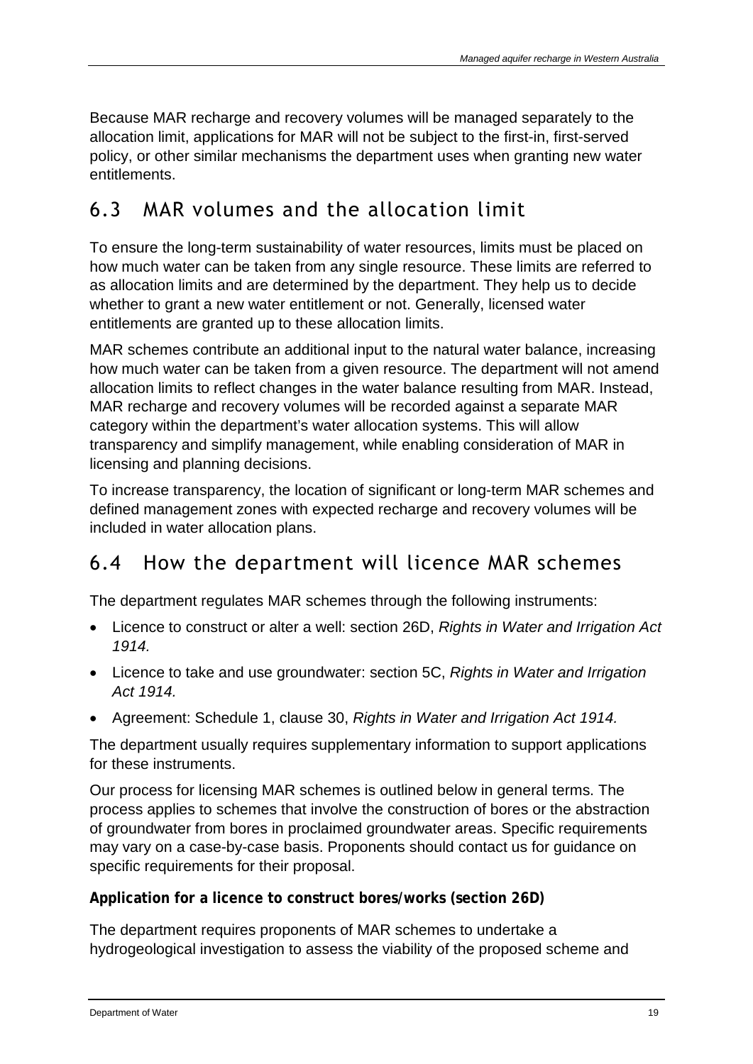Because MAR recharge and recovery volumes will be managed separately to the allocation limit, applications for MAR will not be subject to the first-in, first-served policy, or other similar mechanisms the department uses when granting new water entitlements.

## 6.3 MAR volumes and the allocation limit

To ensure the long-term sustainability of water resources, limits must be placed on how much water can be taken from any single resource. These limits are referred to as allocation limits and are determined by the department. They help us to decide whether to grant a new water entitlement or not. Generally, licensed water entitlements are granted up to these allocation limits.

MAR schemes contribute an additional input to the natural water balance, increasing how much water can be taken from a given resource. The department will not amend allocation limits to reflect changes in the water balance resulting from MAR. Instead, MAR recharge and recovery volumes will be recorded against a separate MAR category within the department's water allocation systems. This will allow transparency and simplify management, while enabling consideration of MAR in licensing and planning decisions.

To increase transparency, the location of significant or long-term MAR schemes and defined management zones with expected recharge and recovery volumes will be included in water allocation plans.

## 6.4 How the department will licence MAR schemes

The department regulates MAR schemes through the following instruments:

- Licence to construct or alter a well: section 26D, *Rights in Water and Irrigation Act 1914.*
- Licence to take and use groundwater: section 5C, *Rights in Water and Irrigation Act 1914.*
- Agreement: Schedule 1, clause 30, *Rights in Water and Irrigation Act 1914.*

The department usually requires supplementary information to support applications for these instruments.

Our process for licensing MAR schemes is outlined below in general terms. The process applies to schemes that involve the construction of bores or the abstraction of groundwater from bores in proclaimed groundwater areas. Specific requirements may vary on a case-by-case basis. Proponents should contact us for guidance on specific requirements for their proposal.

**Application for a licence to construct bores/works (section 26D)**

The department requires proponents of MAR schemes to undertake a hydrogeological investigation to assess the viability of the proposed scheme and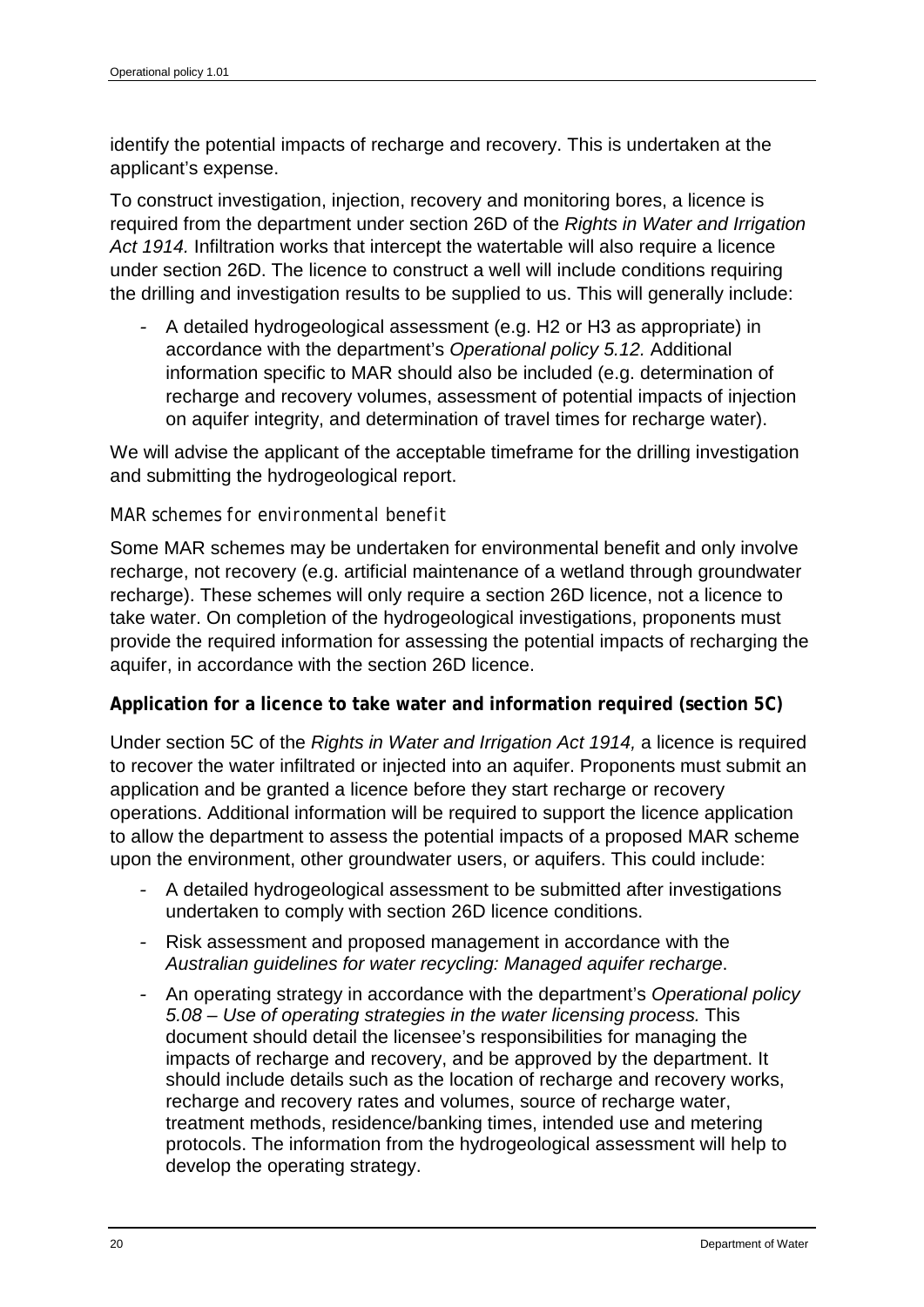identify the potential impacts of recharge and recovery. This is undertaken at the applicant's expense.

To construct investigation, injection, recovery and monitoring bores, a licence is required from the department under section 26D of the *Rights in Water and Irrigation Act 1914.* Infiltration works that intercept the watertable will also require a licence under section 26D. The licence to construct a well will include conditions requiring the drilling and investigation results to be supplied to us. This will generally include:

- A detailed hydrogeological assessment (e.g. H2 or H3 as appropriate) in accordance with the department's *Operational policy 5.12.* Additional information specific to MAR should also be included (e.g. determination of recharge and recovery volumes, assessment of potential impacts of injection on aquifer integrity, and determination of travel times for recharge water).

We will advise the applicant of the acceptable timeframe for the drilling investigation and submitting the hydrogeological report.

#### *MAR schemes for environmental benefit*

Some MAR schemes may be undertaken for environmental benefit and only involve recharge, not recovery (e.g. artificial maintenance of a wetland through groundwater recharge). These schemes will only require a section 26D licence, not a licence to take water. On completion of the hydrogeological investigations, proponents must provide the required information for assessing the potential impacts of recharging the aquifer, in accordance with the section 26D licence.

### Application for a licence to take water and information required (section 5C)

Under section 5C of the *Rights in Water and Irrigation Act 1914,* a licence is required to recover the water infiltrated or injected into an aquifer. Proponents must submit an application and be granted a licence before they start recharge or recovery operations. Additional information will be required to support the licence application to allow the department to assess the potential impacts of a proposed MAR scheme upon the environment, other groundwater users, or aquifers. This could include:

- A detailed hydrogeological assessment to be submitted after investigations undertaken to comply with section 26D licence conditions.
- Risk assessment and proposed management in accordance with the *Australian guidelines for water recycling: Managed aquifer recharge*.
- An operating strategy in accordance with the department's *Operational policy 5.08 – Use of operating strategies in the water licensing process.* This document should detail the licensee's responsibilities for managing the impacts of recharge and recovery, and be approved by the department. It should include details such as the location of recharge and recovery works, recharge and recovery rates and volumes, source of recharge water, treatment methods, residence/banking times, intended use and metering protocols. The information from the hydrogeological assessment will help to develop the operating strategy.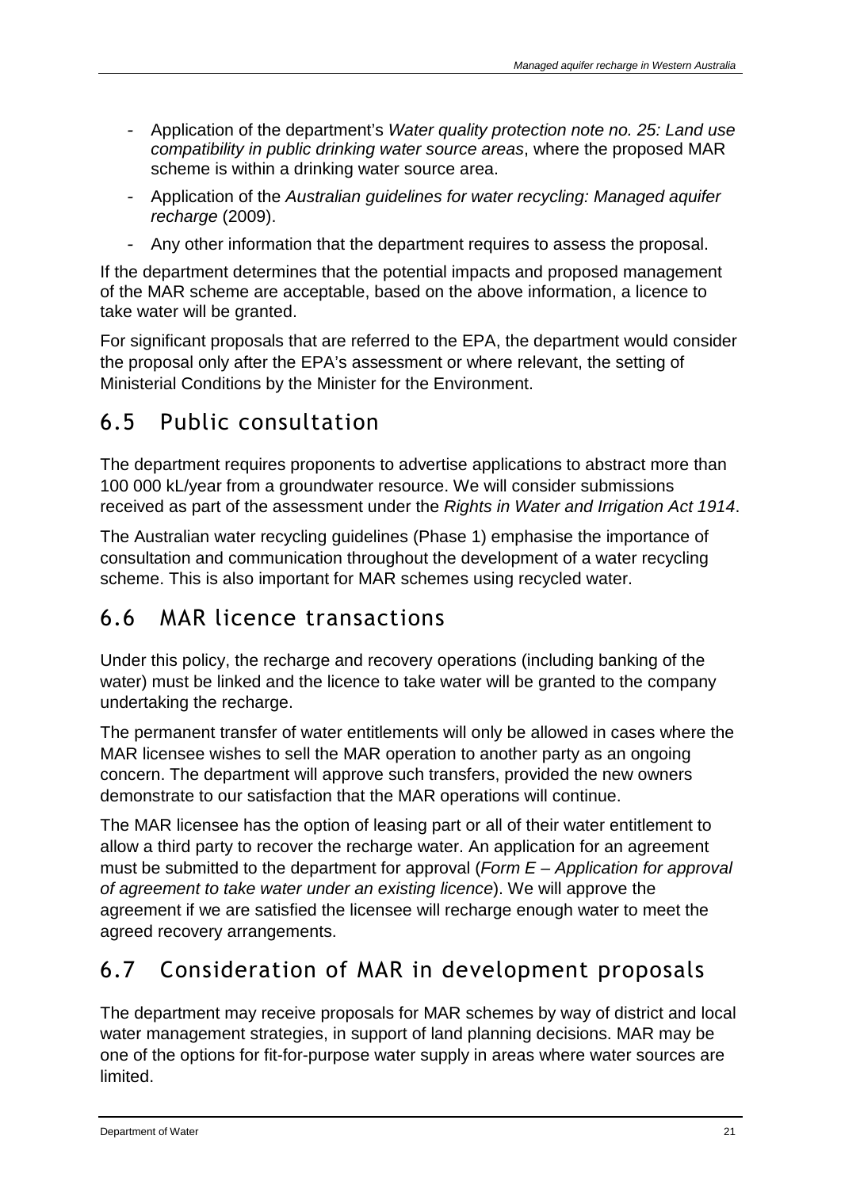- Application of the department's *Water quality protection note no. 25: Land use compatibility in public drinking water source areas*, where the proposed MAR scheme is within a drinking water source area.
- Application of the *Australian guidelines for water recycling: Managed aquifer recharge* (2009).
- Any other information that the department requires to assess the proposal.

If the department determines that the potential impacts and proposed management of the MAR scheme are acceptable, based on the above information, a licence to take water will be granted.

For significant proposals that are referred to the EPA, the department would consider the proposal only after the EPA's assessment or where relevant, the setting of Ministerial Conditions by the Minister for the Environment.

## 6.5 Public consultation

The department requires proponents to advertise applications to abstract more than 100 000 kL/year from a groundwater resource. We will consider submissions received as part of the assessment under the *Rights in Water and Irrigation Act 1914*.

The Australian water recycling guidelines (Phase 1) emphasise the importance of consultation and communication throughout the development of a water recycling scheme. This is also important for MAR schemes using recycled water.

## 6.6 MAR licence transactions

Under this policy, the recharge and recovery operations (including banking of the water) must be linked and the licence to take water will be granted to the company undertaking the recharge.

The permanent transfer of water entitlements will only be allowed in cases where the MAR licensee wishes to sell the MAR operation to another party as an ongoing concern. The department will approve such transfers, provided the new owners demonstrate to our satisfaction that the MAR operations will continue.

The MAR licensee has the option of leasing part or all of their water entitlement to allow a third party to recover the recharge water. An application for an agreement must be submitted to the department for approval (*Form E – Application for approval of agreement to take water under an existing licence*). We will approve the agreement if we are satisfied the licensee will recharge enough water to meet the agreed recovery arrangements.

## 6.7 Consideration of MAR in development proposals

The department may receive proposals for MAR schemes by way of district and local water management strategies, in support of land planning decisions. MAR may be one of the options for fit-for-purpose water supply in areas where water sources are limited.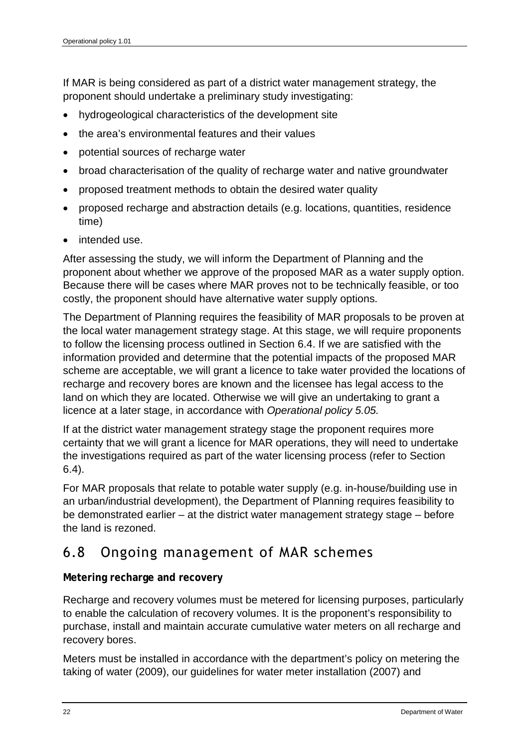If MAR is being considered as part of a district water management strategy, the proponent should undertake a preliminary study investigating:

- hydrogeological characteristics of the development site
- the area's environmental features and their values
- potential sources of recharge water
- broad characterisation of the quality of recharge water and native groundwater
- proposed treatment methods to obtain the desired water quality
- proposed recharge and abstraction details (e.g. locations, quantities, residence time)
- intended use.

After assessing the study, we will inform the Department of Planning and the proponent about whether we approve of the proposed MAR as a water supply option. Because there will be cases where MAR proves not to be technically feasible, or too costly, the proponent should have alternative water supply options.

The Department of Planning requires the feasibility of MAR proposals to be proven at the local water management strategy stage. At this stage, we will require proponents to follow the licensing process outlined in Section 6.4. If we are satisfied with the information provided and determine that the potential impacts of the proposed MAR scheme are acceptable, we will grant a licence to take water provided the locations of recharge and recovery bores are known and the licensee has legal access to the land on which they are located. Otherwise we will give an undertaking to grant a licence at a later stage, in accordance with *Operational policy 5.05.*

If at the district water management strategy stage the proponent requires more certainty that we will grant a licence for MAR operations, they will need to undertake the investigations required as part of the water licensing process (refer to Section 6.4).

For MAR proposals that relate to potable water supply (e.g. in-house/building use in an urban/industrial development), the Department of Planning requires feasibility to be demonstrated earlier – at the district water management strategy stage – before the land is rezoned.

## 6.8 Ongoing management of MAR schemes

**Metering recharge and recovery**

Recharge and recovery volumes must be metered for licensing purposes, particularly to enable the calculation of recovery volumes. It is the proponent's responsibility to purchase, install and maintain accurate cumulative water meters on all recharge and recovery bores.

Meters must be installed in accordance with the department's policy on metering the taking of water (2009), our guidelines for water meter installation (2007) and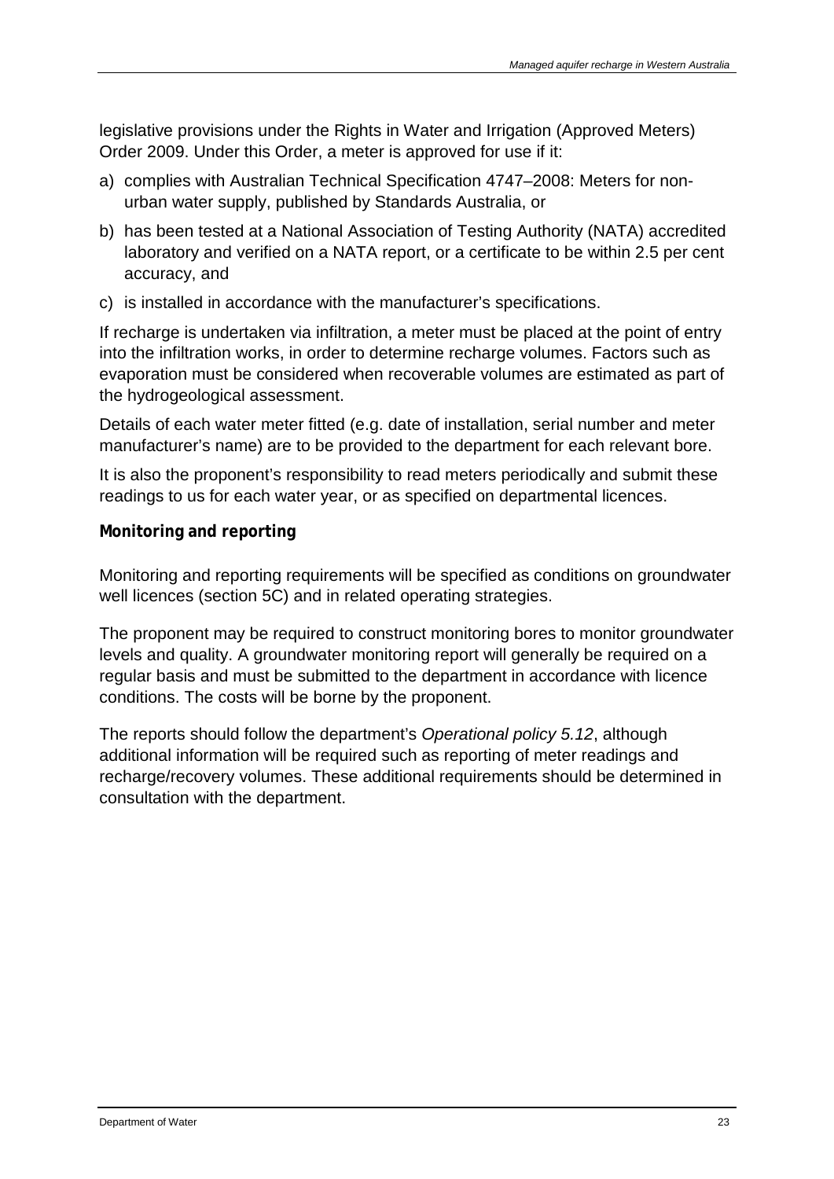legislative provisions under the Rights in Water and Irrigation (Approved Meters) Order 2009. Under this Order, a meter is approved for use if it:

a) complies with Australian Technical Specification 4747–2008: Meters for non-urban water supply, published by Standards Australia, or
b) has been tested at a National Association of Testing Authority (NATA) accredited laboratory and verified on a NATA report, or a certificate to be within 2.5 per cent accuracy, and
c) is installed in accordance with the manufacturer's specifications.

If recharge is undertaken via infiltration, a meter must be placed at the point of entry into the infiltration works, in order to determine recharge volumes. Factors such as evaporation must be considered when recoverable volumes are estimated as part of the hydrogeological assessment.

Details of each water meter fitted (e.g. date of installation, serial number and meter manufacturer's name) are to be provided to the department for each relevant bore.

It is also the proponent's responsibility to read meters periodically and submit these readings to us for each water year, or as specified on departmental licences.

#### Monitoring and reporting

Monitoring and reporting requirements will be specified as conditions on groundwater well licences (section 5C) and in related operating strategies.

The proponent may be required to construct monitoring bores to monitor groundwater levels and quality. A groundwater monitoring report will generally be required on a regular basis and must be submitted to the department in accordance with licence conditions. The costs will be borne by the proponent.

The reports should follow the department's *Operational policy 5.12*, although additional information will be required such as reporting of meter readings and recharge/recovery volumes. These additional requirements should be determined in consultation with the department.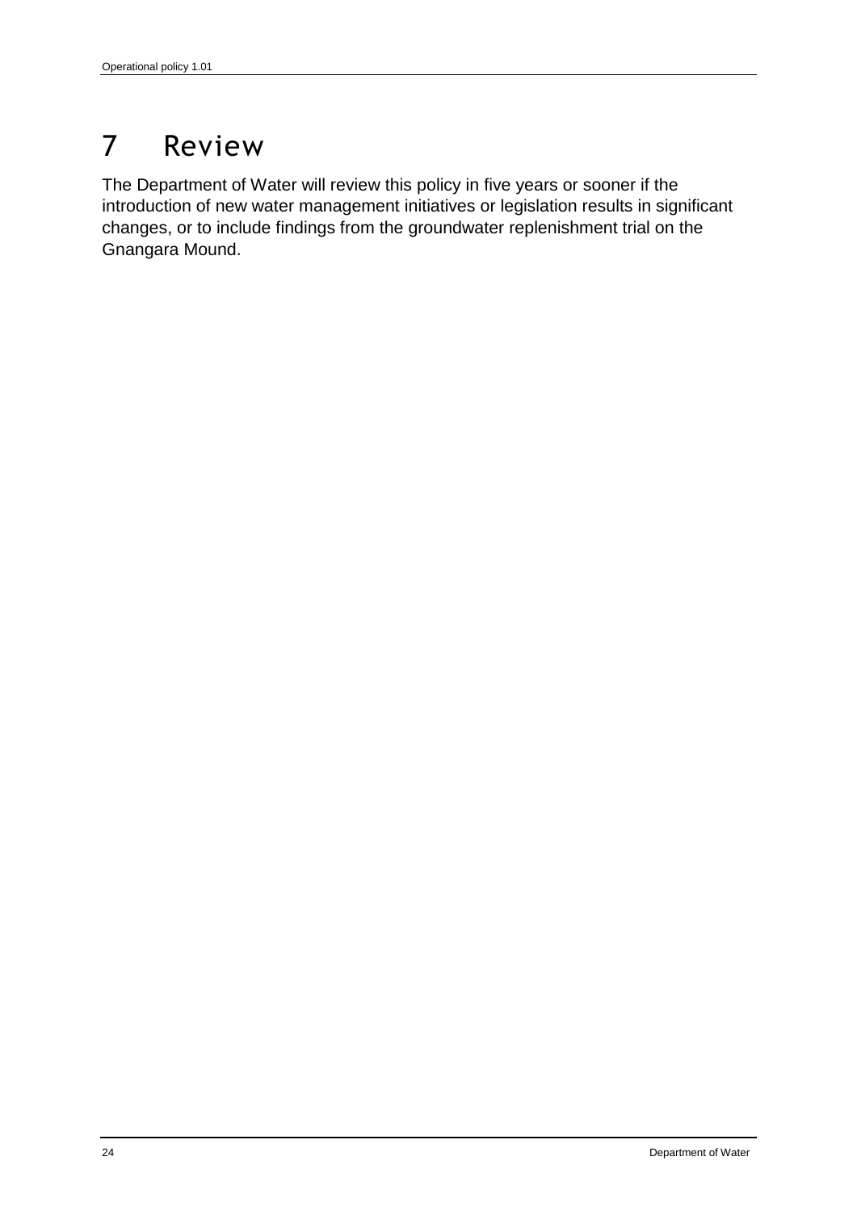# 7 Review

The Department of Water will review this policy in five years or sooner if the introduction of new water management initiatives or legislation results in significant changes, or to include findings from the groundwater replenishment trial on the Gnangara Mound.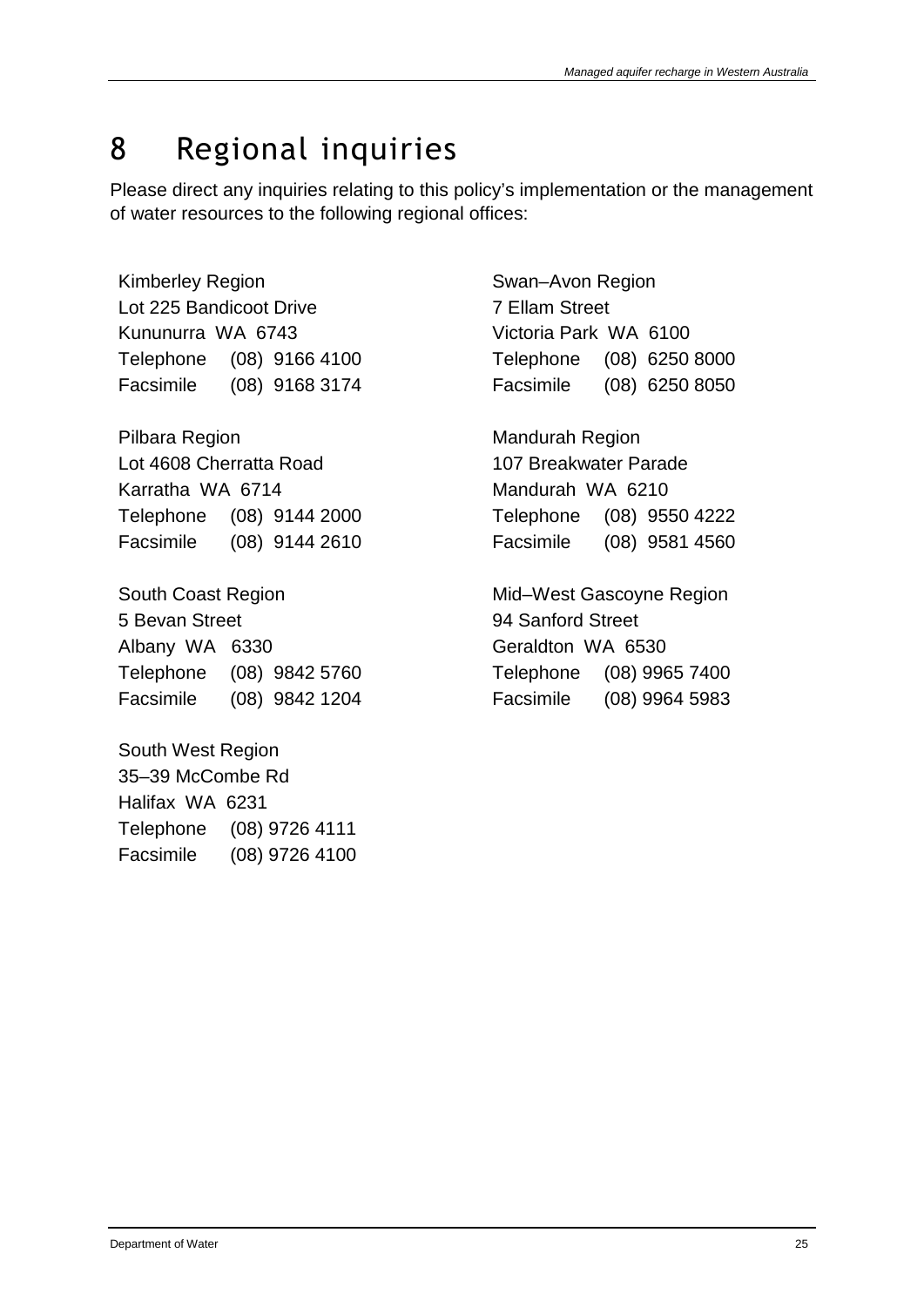# 8 Regional inquiries

Please direct any inquiries relating to this policy's implementation or the management of water resources to the following regional offices:

Kimberley Region
Lot 225 Bandicoot Drive
Kununurra WA 6743
Telephone (08) 9166 4100
Facsimile (08) 9168 3174

Pilbara Region
Lot 4608 Cherratta Road
Karratha WA 6714
Telephone (08) 9144 2000
Facsimile (08) 9144 2610

South Coast Region
5 Bevan Street
Albany WA 6330
Telephone (08) 9842 5760
Facsimile (08) 9842 1204

South West Region
35–39 McCombe Rd
Halifax WA 6231
Telephone (08) 9726 4111
Facsimile (08) 9726 4100

Swan–Avon Region
7 Ellam Street
Victoria Park WA 6100
Telephone (08) 6250 8000
Facsimile (08) 6250 8050

Mandurah Region
107 Breakwater Parade
Mandurah WA 6210
Telephone (08) 9550 4222
Facsimile (08) 9581 4560

Mid–West Gascoyne Region
94 Sanford Street
Geraldton WA 6530
Telephone (08) 9965 7400
Facsimile (08) 9964 5983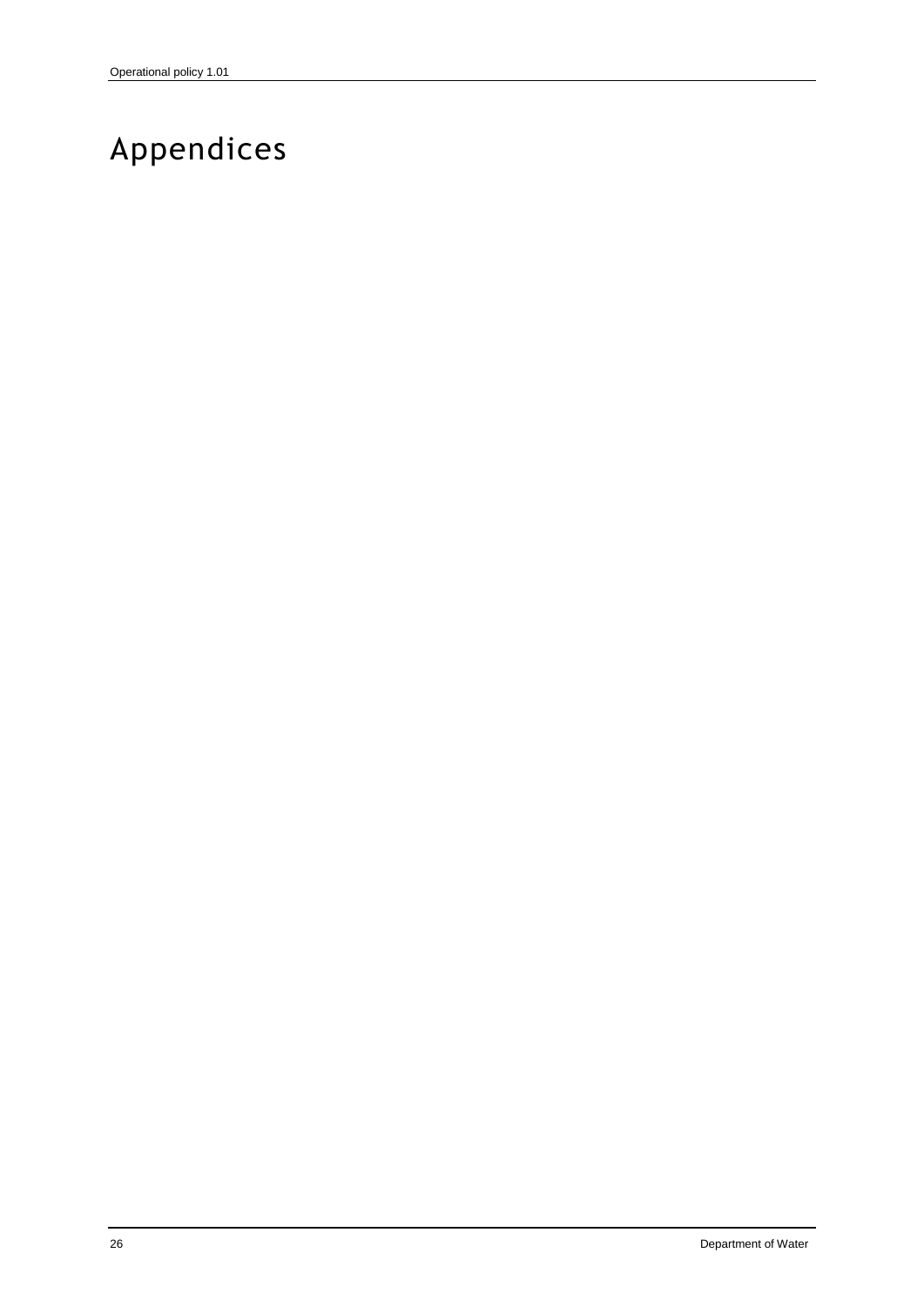# Appendices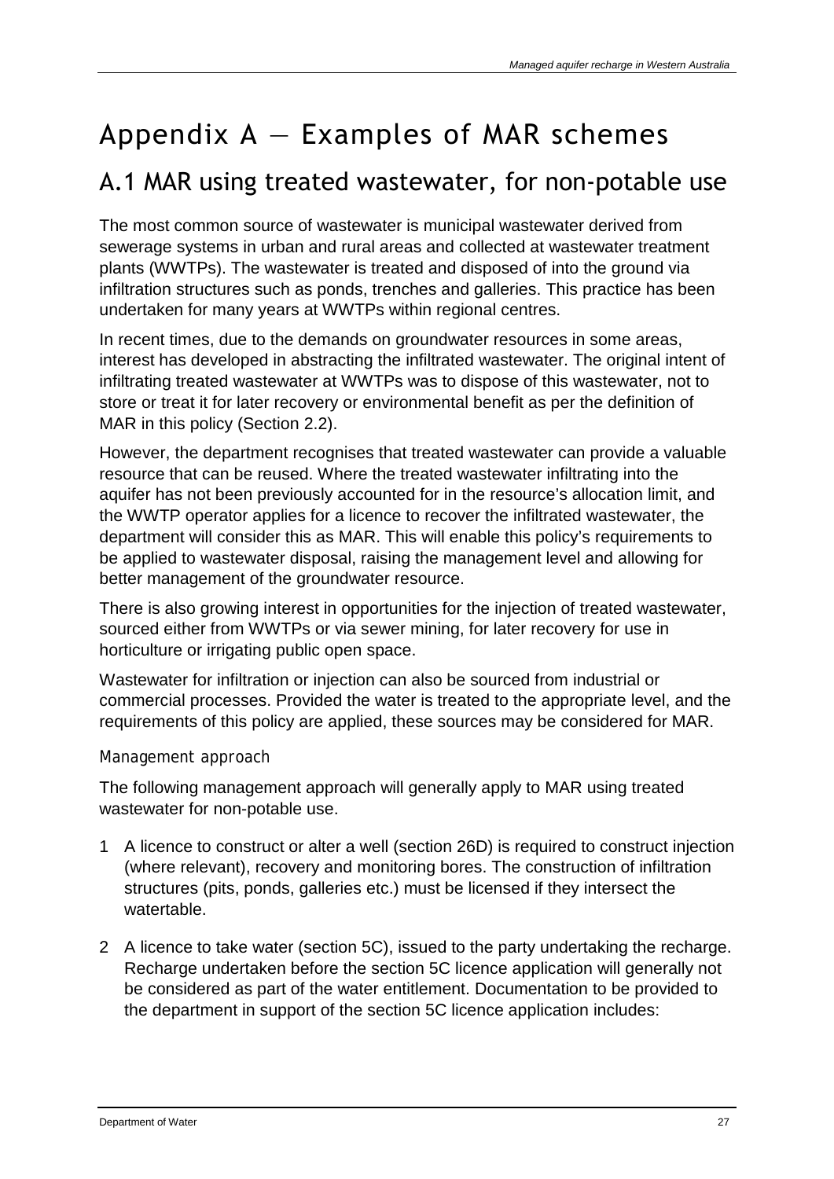# Appendix A — Examples of MAR schemes

## A.1 MAR using treated wastewater, for non-potable use

The most common source of wastewater is municipal wastewater derived from sewerage systems in urban and rural areas and collected at wastewater treatment plants (WWTPs). The wastewater is treated and disposed of into the ground via infiltration structures such as ponds, trenches and galleries. This practice has been undertaken for many years at WWTPs within regional centres.

In recent times, due to the demands on groundwater resources in some areas, interest has developed in abstracting the infiltrated wastewater. The original intent of infiltrating treated wastewater at WWTPs was to dispose of this wastewater, not to store or treat it for later recovery or environmental benefit as per the definition of MAR in this policy (Section 2.2).

However, the department recognises that treated wastewater can provide a valuable resource that can be reused. Where the treated wastewater infiltrating into the aquifer has not been previously accounted for in the resource's allocation limit, and the WWTP operator applies for a licence to recover the infiltrated wastewater, the department will consider this as MAR. This will enable this policy's requirements to be applied to wastewater disposal, raising the management level and allowing for better management of the groundwater resource.

There is also growing interest in opportunities for the injection of treated wastewater, sourced either from WWTPs or via sewer mining, for later recovery for use in horticulture or irrigating public open space.

Wastewater for infiltration or injection can also be sourced from industrial or commercial processes. Provided the water is treated to the appropriate level, and the requirements of this policy are applied, these sources may be considered for MAR.

### Management approach

The following management approach will generally apply to MAR using treated wastewater for non-potable use.

1. A licence to construct or alter a well (section 26D) is required to construct injection (where relevant), recovery and monitoring bores. The construction of infiltration structures (pits, ponds, galleries etc.) must be licensed if they intersect the watertable.
2. A licence to take water (section 5C), issued to the party undertaking the recharge. Recharge undertaken before the section 5C licence application will generally not be considered as part of the water entitlement. Documentation to be provided to the department in support of the section 5C licence application includes: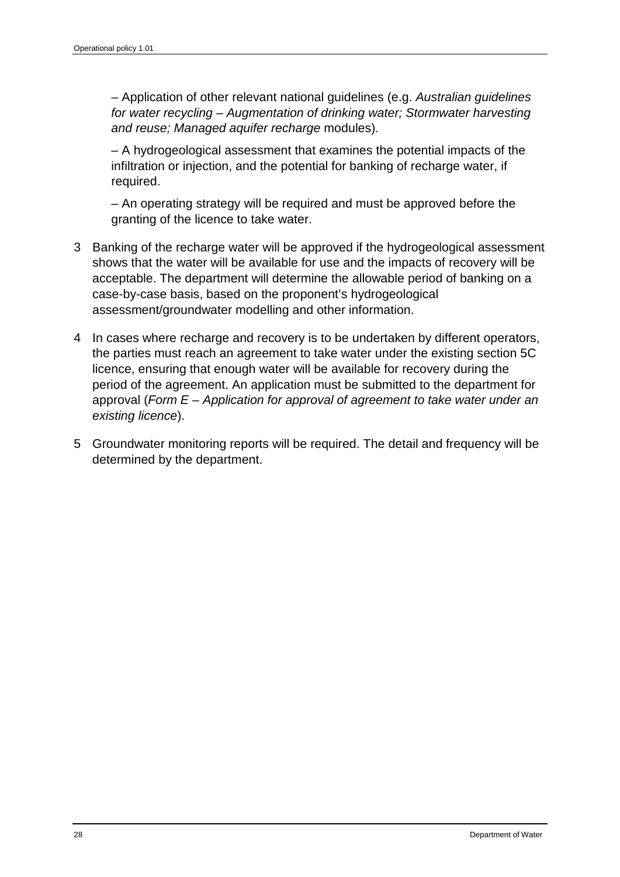– Application of other relevant national guidelines (e.g. *Australian guidelines for water recycling – Augmentation of drinking water; Stormwater harvesting and reuse; Managed aquifer recharge* modules).

– A hydrogeological assessment that examines the potential impacts of the infiltration or injection, and the potential for banking of recharge water, if required.

– An operating strategy will be required and must be approved before the granting of the licence to take water.

3 Banking of the recharge water will be approved if the hydrogeological assessment shows that the water will be available for use and the impacts of recovery will be acceptable. The department will determine the allowable period of banking on a case-by-case basis, based on the proponent's hydrogeological assessment/groundwater modelling and other information.

4 In cases where recharge and recovery is to be undertaken by different operators, the parties must reach an agreement to take water under the existing section 5C licence, ensuring that enough water will be available for recovery during the period of the agreement. An application must be submitted to the department for approval (*Form E – Application for approval of agreement to take water under an existing licence*).

5 Groundwater monitoring reports will be required. The detail and frequency will be determined by the department.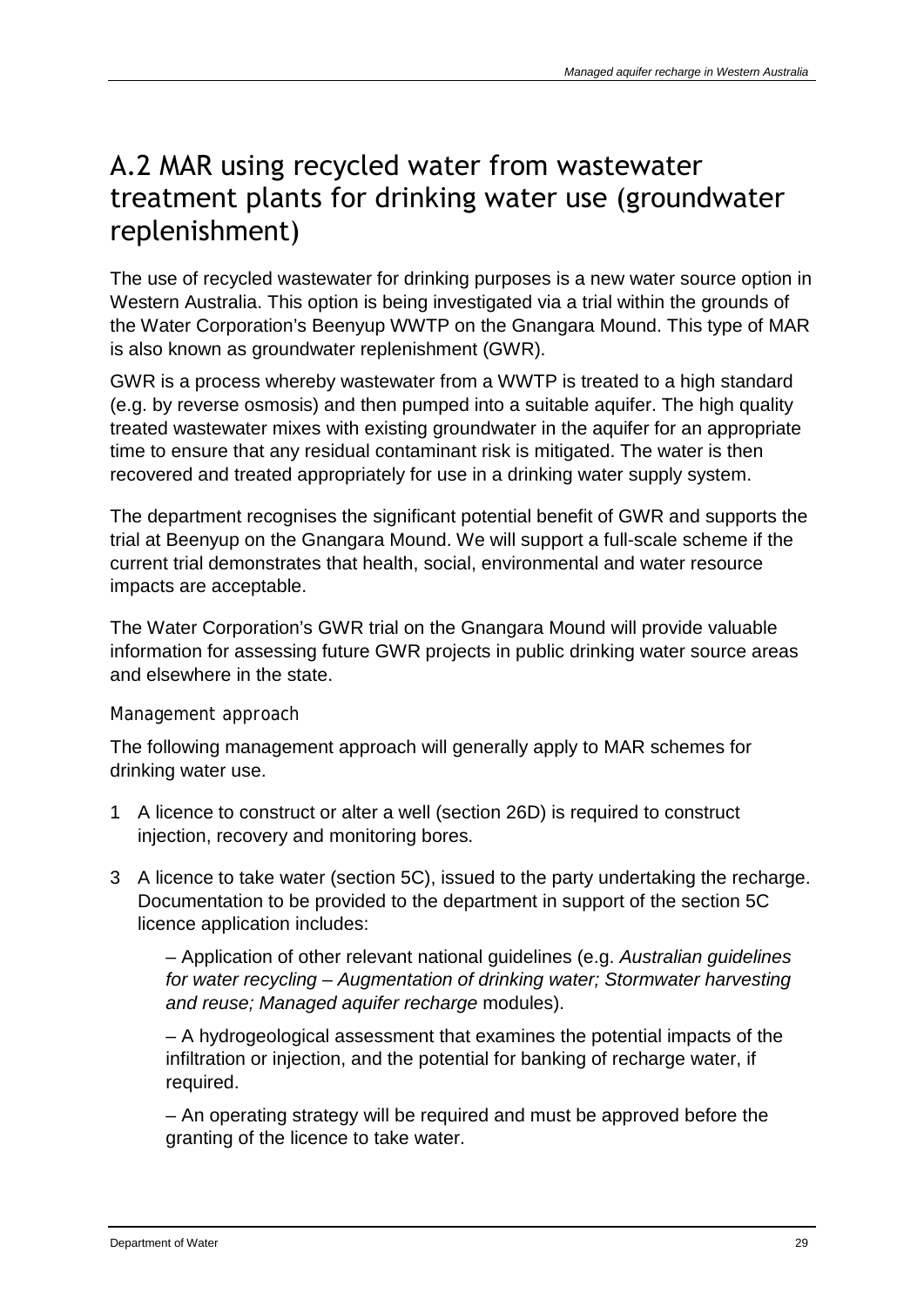## A.2 MAR using recycled water from wastewater treatment plants for drinking water use (groundwater replenishment)

The use of recycled wastewater for drinking purposes is a new water source option in Western Australia. This option is being investigated via a trial within the grounds of the Water Corporation's Beenyup WWTP on the Gnangara Mound. This type of MAR is also known as groundwater replenishment (GWR).

GWR is a process whereby wastewater from a WWTP is treated to a high standard (e.g. by reverse osmosis) and then pumped into a suitable aquifer. The high quality treated wastewater mixes with existing groundwater in the aquifer for an appropriate time to ensure that any residual contaminant risk is mitigated. The water is then recovered and treated appropriately for use in a drinking water supply system.

The department recognises the significant potential benefit of GWR and supports the trial at Beenyup on the Gnangara Mound. We will support a full-scale scheme if the current trial demonstrates that health, social, environmental and water resource impacts are acceptable.

The Water Corporation's GWR trial on the Gnangara Mound will provide valuable information for assessing future GWR projects in public drinking water source areas and elsewhere in the state.

### Management approach

The following management approach will generally apply to MAR schemes for drinking water use.

1 A licence to construct or alter a well (section 26D) is required to construct injection, recovery and monitoring bores.

3 A licence to take water (section 5C), issued to the party undertaking the recharge. Documentation to be provided to the department in support of the section 5C licence application includes:

– Application of other relevant national guidelines (e.g. *Australian guidelines for water recycling – Augmentation of drinking water; Stormwater harvesting and reuse; Managed aquifer recharge* modules).

– A hydrogeological assessment that examines the potential impacts of the infiltration or injection, and the potential for banking of recharge water, if required.

– An operating strategy will be required and must be approved before the granting of the licence to take water.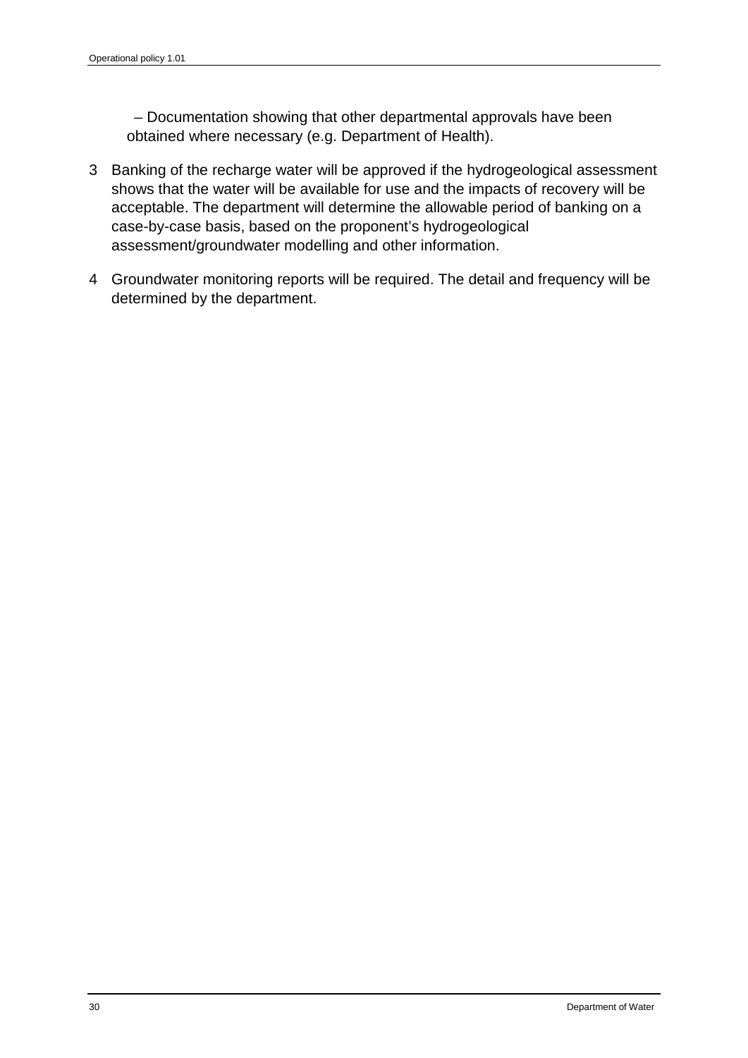– Documentation showing that other departmental approvals have been obtained where necessary (e.g. Department of Health).

3 Banking of the recharge water will be approved if the hydrogeological assessment shows that the water will be available for use and the impacts of recovery will be acceptable. The department will determine the allowable period of banking on a case-by-case basis, based on the proponent's hydrogeological assessment/groundwater modelling and other information.

4 Groundwater monitoring reports will be required. The detail and frequency will be determined by the department.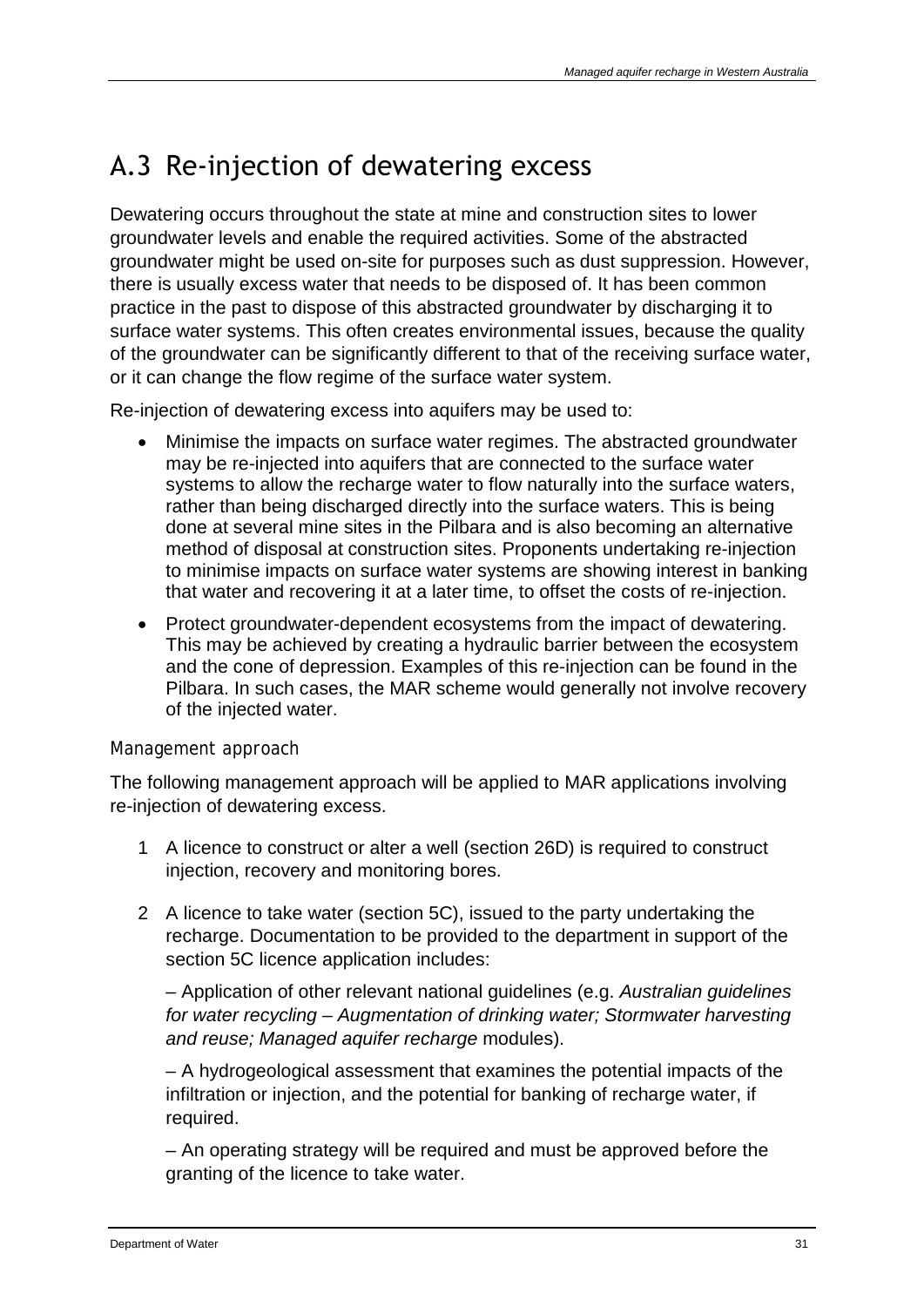## A.3 Re-injection of dewatering excess

Dewatering occurs throughout the state at mine and construction sites to lower groundwater levels and enable the required activities. Some of the abstracted groundwater might be used on-site for purposes such as dust suppression. However, there is usually excess water that needs to be disposed of. It has been common practice in the past to dispose of this abstracted groundwater by discharging it to surface water systems. This often creates environmental issues, because the quality of the groundwater can be significantly different to that of the receiving surface water, or it can change the flow regime of the surface water system.

Re-injection of dewatering excess into aquifers may be used to:

- Minimise the impacts on surface water regimes. The abstracted groundwater may be re-injected into aquifers that are connected to the surface water systems to allow the recharge water to flow naturally into the surface waters, rather than being discharged directly into the surface waters. This is being done at several mine sites in the Pilbara and is also becoming an alternative method of disposal at construction sites. Proponents undertaking re-injection to minimise impacts on surface water systems are showing interest in banking that water and recovering it at a later time, to offset the costs of re-injection.
- Protect groundwater-dependent ecosystems from the impact of dewatering. This may be achieved by creating a hydraulic barrier between the ecosystem and the cone of depression. Examples of this re-injection can be found in the Pilbara. In such cases, the MAR scheme would generally not involve recovery of the injected water.

#### Management approach

The following management approach will be applied to MAR applications involving re-injection of dewatering excess.

1. A licence to construct or alter a well (section 26D) is required to construct injection, recovery and monitoring bores.
2. A licence to take water (section 5C), issued to the party undertaking the recharge. Documentation to be provided to the department in support of the section 5C licence application includes:

   – Application of other relevant national guidelines (e.g. *Australian guidelines for water recycling – Augmentation of drinking water; Stormwater harvesting and reuse; Managed aquifer recharge* modules).

   – A hydrogeological assessment that examines the potential impacts of the infiltration or injection, and the potential for banking of recharge water, if required.

   – An operating strategy will be required and must be approved before the granting of the licence to take water.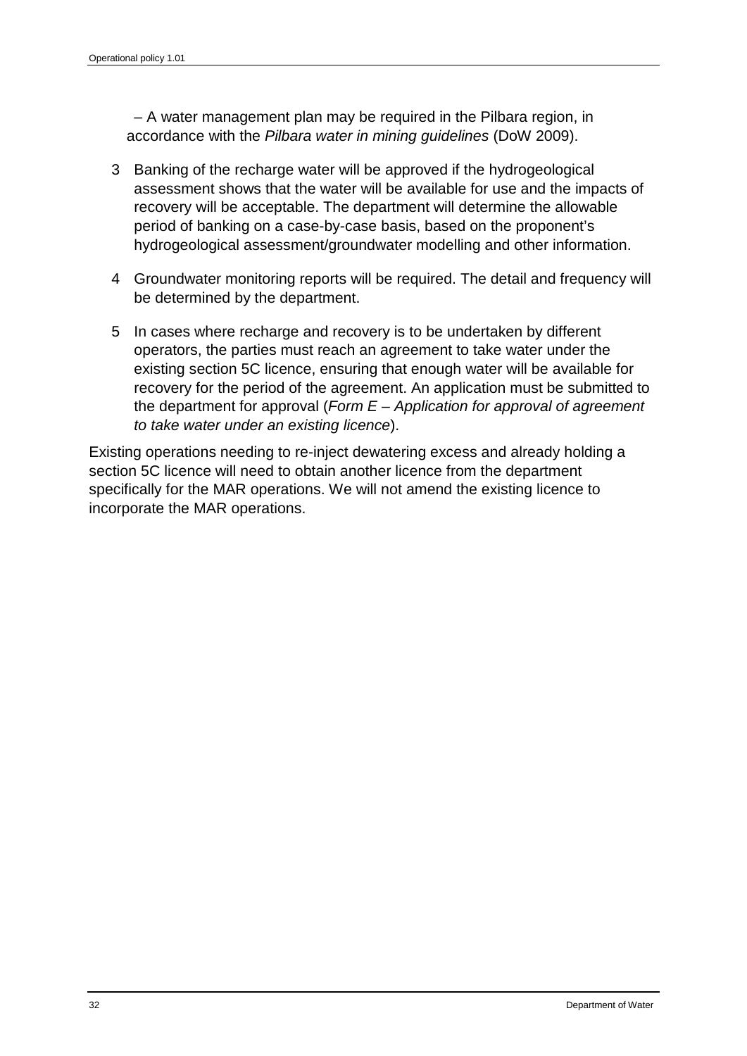– A water management plan may be required in the Pilbara region, in accordance with the *Pilbara water in mining guidelines* (DoW 2009).

3. Banking of the recharge water will be approved if the hydrogeological assessment shows that the water will be available for use and the impacts of recovery will be acceptable. The department will determine the allowable period of banking on a case-by-case basis, based on the proponent's hydrogeological assessment/groundwater modelling and other information.

4. Groundwater monitoring reports will be required. The detail and frequency will be determined by the department.

5. In cases where recharge and recovery is to be undertaken by different operators, the parties must reach an agreement to take water under the existing section 5C licence, ensuring that enough water will be available for recovery for the period of the agreement. An application must be submitted to the department for approval (*Form E – Application for approval of agreement to take water under an existing licence*).

Existing operations needing to re-inject dewatering excess and already holding a section 5C licence will need to obtain another licence from the department specifically for the MAR operations. We will not amend the existing licence to incorporate the MAR operations.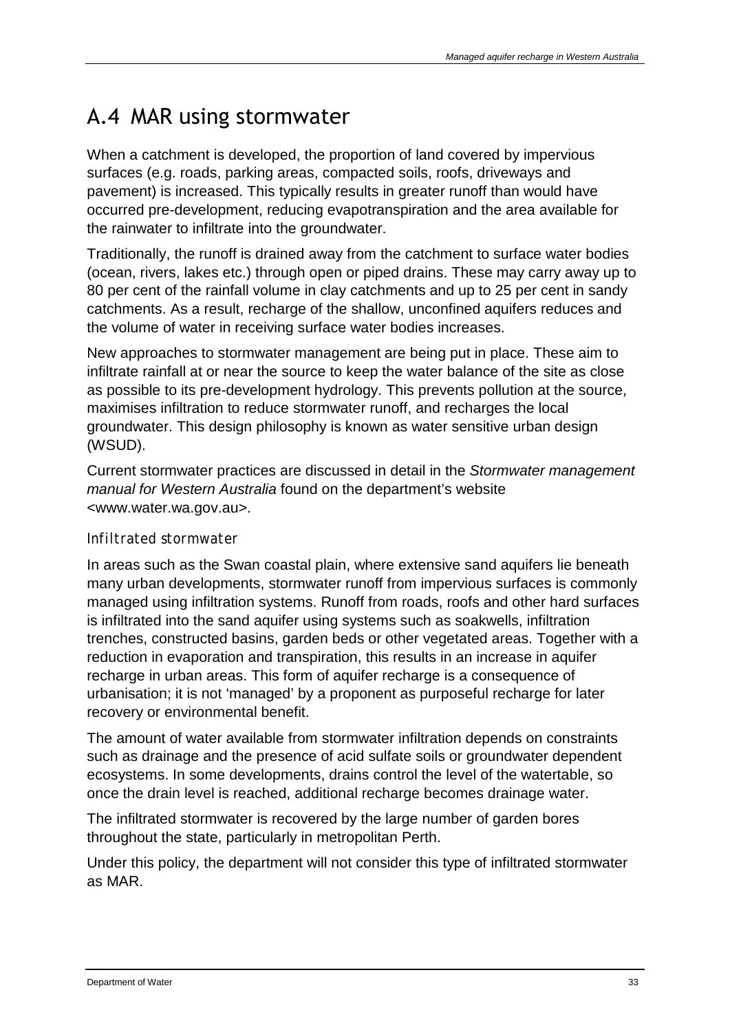## A.4 MAR using stormwater

When a catchment is developed, the proportion of land covered by impervious surfaces (e.g. roads, parking areas, compacted soils, roofs, driveways and pavement) is increased. This typically results in greater runoff than would have occurred pre-development, reducing evapotranspiration and the area available for the rainwater to infiltrate into the groundwater.

Traditionally, the runoff is drained away from the catchment to surface water bodies (ocean, rivers, lakes etc.) through open or piped drains. These may carry away up to 80 per cent of the rainfall volume in clay catchments and up to 25 per cent in sandy catchments. As a result, recharge of the shallow, unconfined aquifers reduces and the volume of water in receiving surface water bodies increases.

New approaches to stormwater management are being put in place. These aim to infiltrate rainfall at or near the source to keep the water balance of the site as close as possible to its pre-development hydrology. This prevents pollution at the source, maximises infiltration to reduce stormwater runoff, and recharges the local groundwater. This design philosophy is known as water sensitive urban design (WSUD).

Current stormwater practices are discussed in detail in the *Stormwater management manual for Western Australia* found on the department's website <www.water.wa.gov.au>.

#### Infiltrated stormwater

In areas such as the Swan coastal plain, where extensive sand aquifers lie beneath many urban developments, stormwater runoff from impervious surfaces is commonly managed using infiltration systems. Runoff from roads, roofs and other hard surfaces is infiltrated into the sand aquifer using systems such as soakwells, infiltration trenches, constructed basins, garden beds or other vegetated areas. Together with a reduction in evaporation and transpiration, this results in an increase in aquifer recharge in urban areas. This form of aquifer recharge is a consequence of urbanisation; it is not 'managed' by a proponent as purposeful recharge for later recovery or environmental benefit.

The amount of water available from stormwater infiltration depends on constraints such as drainage and the presence of acid sulfate soils or groundwater dependent ecosystems. In some developments, drains control the level of the watertable, so once the drain level is reached, additional recharge becomes drainage water.

The infiltrated stormwater is recovered by the large number of garden bores throughout the state, particularly in metropolitan Perth.

Under this policy, the department will not consider this type of infiltrated stormwater as MAR.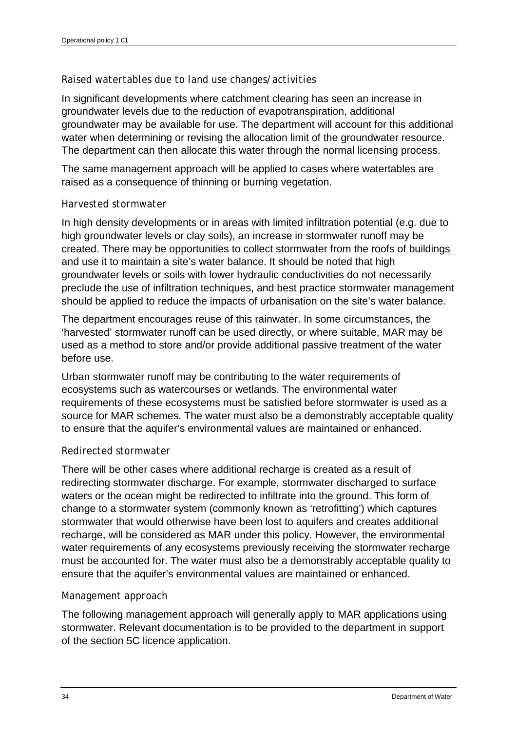#### Raised watertables due to land use changes/activities

In significant developments where catchment clearing has seen an increase in groundwater levels due to the reduction of evapotranspiration, additional groundwater may be available for use. The department will account for this additional water when determining or revising the allocation limit of the groundwater resource. The department can then allocate this water through the normal licensing process.

The same management approach will be applied to cases where watertables are raised as a consequence of thinning or burning vegetation.

#### Harvested stormwater

In high density developments or in areas with limited infiltration potential (e.g. due to high groundwater levels or clay soils), an increase in stormwater runoff may be created. There may be opportunities to collect stormwater from the roofs of buildings and use it to maintain a site's water balance. It should be noted that high groundwater levels or soils with lower hydraulic conductivities do not necessarily preclude the use of infiltration techniques, and best practice stormwater management should be applied to reduce the impacts of urbanisation on the site's water balance.

The department encourages reuse of this rainwater. In some circumstances, the 'harvested' stormwater runoff can be used directly, or where suitable, MAR may be used as a method to store and/or provide additional passive treatment of the water before use.

Urban stormwater runoff may be contributing to the water requirements of ecosystems such as watercourses or wetlands. The environmental water requirements of these ecosystems must be satisfied before stormwater is used as a source for MAR schemes. The water must also be a demonstrably acceptable quality to ensure that the aquifer's environmental values are maintained or enhanced.

#### Redirected stormwater

There will be other cases where additional recharge is created as a result of redirecting stormwater discharge. For example, stormwater discharged to surface waters or the ocean might be redirected to infiltrate into the ground. This form of change to a stormwater system (commonly known as 'retrofitting') which captures stormwater that would otherwise have been lost to aquifers and creates additional recharge, will be considered as MAR under this policy. However, the environmental water requirements of any ecosystems previously receiving the stormwater recharge must be accounted for. The water must also be a demonstrably acceptable quality to ensure that the aquifer's environmental values are maintained or enhanced.

#### Management approach

The following management approach will generally apply to MAR applications using stormwater. Relevant documentation is to be provided to the department in support of the section 5C licence application.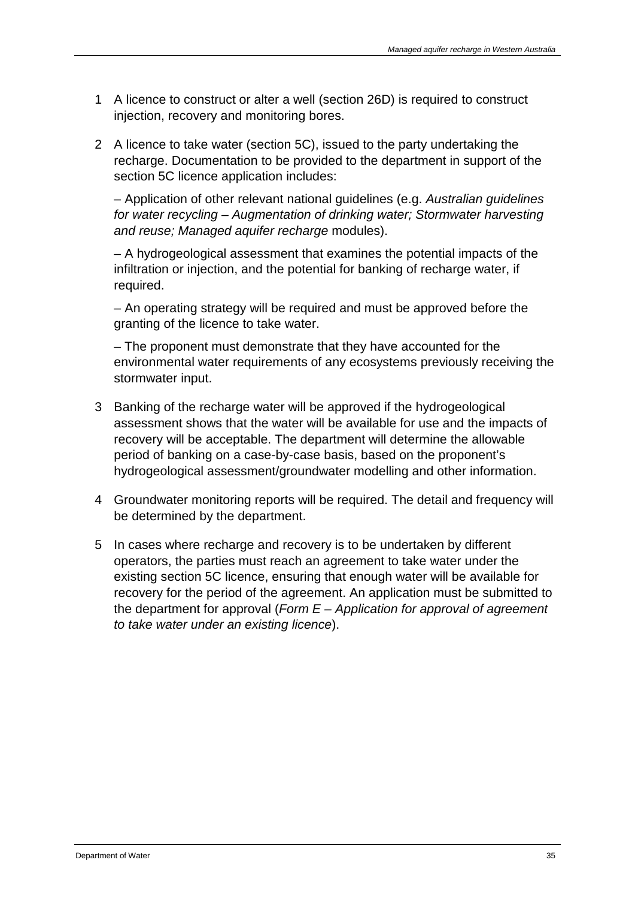1. A licence to construct or alter a well (section 26D) is required to construct injection, recovery and monitoring bores.

2. A licence to take water (section 5C), issued to the party undertaking the recharge. Documentation to be provided to the department in support of the section 5C licence application includes:

   – Application of other relevant national guidelines (e.g. *Australian guidelines for water recycling – Augmentation of drinking water; Stormwater harvesting and reuse; Managed aquifer recharge* modules).

   – A hydrogeological assessment that examines the potential impacts of the infiltration or injection, and the potential for banking of recharge water, if required.

   – An operating strategy will be required and must be approved before the granting of the licence to take water.

   – The proponent must demonstrate that they have accounted for the environmental water requirements of any ecosystems previously receiving the stormwater input.

3. Banking of the recharge water will be approved if the hydrogeological assessment shows that the water will be available for use and the impacts of recovery will be acceptable. The department will determine the allowable period of banking on a case-by-case basis, based on the proponent's hydrogeological assessment/groundwater modelling and other information.

4. Groundwater monitoring reports will be required. The detail and frequency will be determined by the department.

5. In cases where recharge and recovery is to be undertaken by different operators, the parties must reach an agreement to take water under the existing section 5C licence, ensuring that enough water will be available for recovery for the period of the agreement. An application must be submitted to the department for approval (*Form E – Application for approval of agreement to take water under an existing licence*).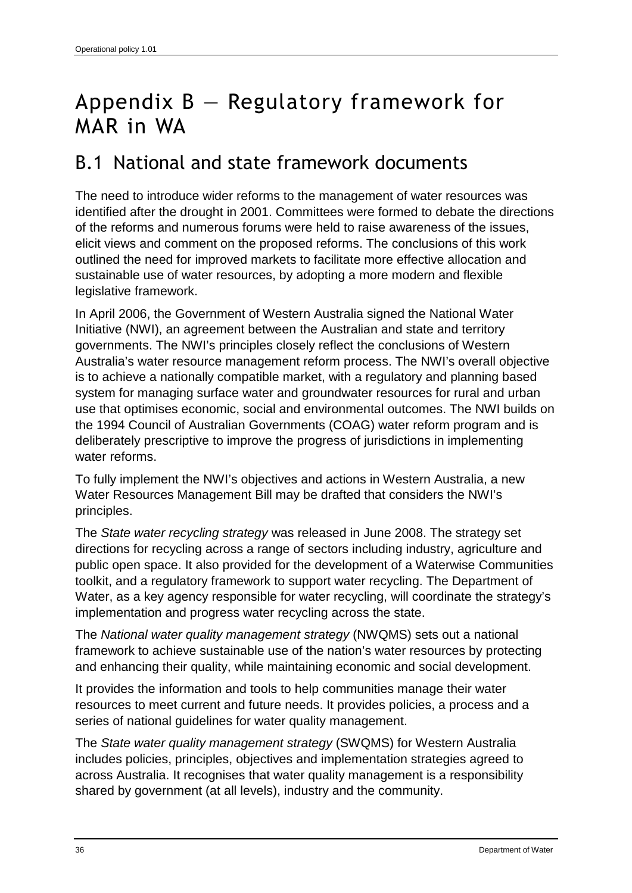# Appendix B — Regulatory framework for MAR in WA

## B.1 National and state framework documents

The need to introduce wider reforms to the management of water resources was identified after the drought in 2001. Committees were formed to debate the directions of the reforms and numerous forums were held to raise awareness of the issues, elicit views and comment on the proposed reforms. The conclusions of this work outlined the need for improved markets to facilitate more effective allocation and sustainable use of water resources, by adopting a more modern and flexible legislative framework.

In April 2006, the Government of Western Australia signed the National Water Initiative (NWI), an agreement between the Australian and state and territory governments. The NWI's principles closely reflect the conclusions of Western Australia's water resource management reform process. The NWI's overall objective is to achieve a nationally compatible market, with a regulatory and planning based system for managing surface water and groundwater resources for rural and urban use that optimises economic, social and environmental outcomes. The NWI builds on the 1994 Council of Australian Governments (COAG) water reform program and is deliberately prescriptive to improve the progress of jurisdictions in implementing water reforms.

To fully implement the NWI's objectives and actions in Western Australia, a new Water Resources Management Bill may be drafted that considers the NWI's principles.

The *State water recycling strategy* was released in June 2008. The strategy set directions for recycling across a range of sectors including industry, agriculture and public open space. It also provided for the development of a Waterwise Communities toolkit, and a regulatory framework to support water recycling. The Department of Water, as a key agency responsible for water recycling, will coordinate the strategy's implementation and progress water recycling across the state.

The *National water quality management strategy* (NWQMS) sets out a national framework to achieve sustainable use of the nation's water resources by protecting and enhancing their quality, while maintaining economic and social development.

It provides the information and tools to help communities manage their water resources to meet current and future needs. It provides policies, a process and a series of national guidelines for water quality management.

The *State water quality management strategy* (SWQMS) for Western Australia includes policies, principles, objectives and implementation strategies agreed to across Australia. It recognises that water quality management is a responsibility shared by government (at all levels), industry and the community.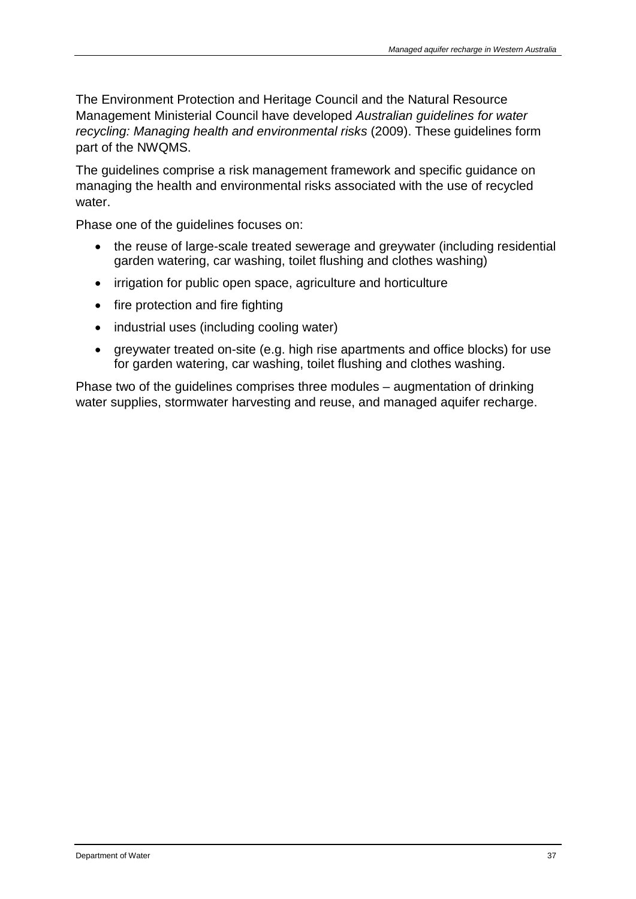The Environment Protection and Heritage Council and the Natural Resource Management Ministerial Council have developed *Australian guidelines for water recycling: Managing health and environmental risks* (2009). These guidelines form part of the NWQMS.

The guidelines comprise a risk management framework and specific guidance on managing the health and environmental risks associated with the use of recycled water.

Phase one of the guidelines focuses on:

- the reuse of large-scale treated sewerage and greywater (including residential garden watering, car washing, toilet flushing and clothes washing)
- irrigation for public open space, agriculture and horticulture
- fire protection and fire fighting
- industrial uses (including cooling water)
- greywater treated on-site (e.g. high rise apartments and office blocks) for use for garden watering, car washing, toilet flushing and clothes washing.

Phase two of the guidelines comprises three modules – augmentation of drinking water supplies, stormwater harvesting and reuse, and managed aquifer recharge.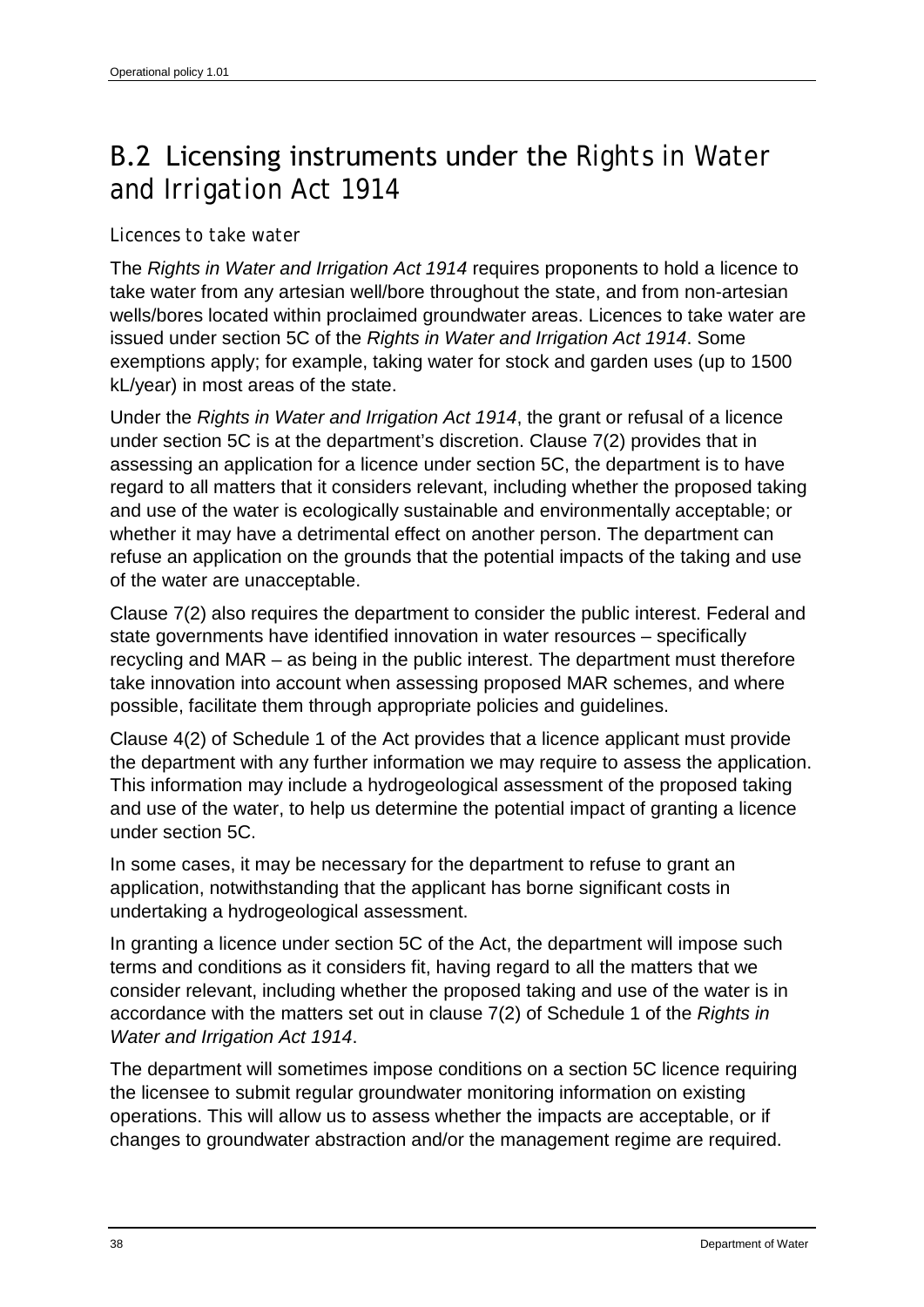## B.2 Licensing instruments under the *Rights in Water and Irrigation Act 1914*

### *Licences to take water*

The *Rights in Water and Irrigation Act 1914* requires proponents to hold a licence to take water from any artesian well/bore throughout the state, and from non-artesian wells/bores located within proclaimed groundwater areas. Licences to take water are issued under section 5C of the *Rights in Water and Irrigation Act 1914*. Some exemptions apply; for example, taking water for stock and garden uses (up to 1500 kL/year) in most areas of the state.

Under the *Rights in Water and Irrigation Act 1914*, the grant or refusal of a licence under section 5C is at the department's discretion. Clause 7(2) provides that in assessing an application for a licence under section 5C, the department is to have regard to all matters that it considers relevant, including whether the proposed taking and use of the water is ecologically sustainable and environmentally acceptable; or whether it may have a detrimental effect on another person. The department can refuse an application on the grounds that the potential impacts of the taking and use of the water are unacceptable.

Clause 7(2) also requires the department to consider the public interest. Federal and state governments have identified innovation in water resources – specifically recycling and MAR – as being in the public interest. The department must therefore take innovation into account when assessing proposed MAR schemes, and where possible, facilitate them through appropriate policies and guidelines.

Clause 4(2) of Schedule 1 of the Act provides that a licence applicant must provide the department with any further information we may require to assess the application. This information may include a hydrogeological assessment of the proposed taking and use of the water, to help us determine the potential impact of granting a licence under section 5C.

In some cases, it may be necessary for the department to refuse to grant an application, notwithstanding that the applicant has borne significant costs in undertaking a hydrogeological assessment.

In granting a licence under section 5C of the Act, the department will impose such terms and conditions as it considers fit, having regard to all the matters that we consider relevant, including whether the proposed taking and use of the water is in accordance with the matters set out in clause 7(2) of Schedule 1 of the *Rights in Water and Irrigation Act 1914*.

The department will sometimes impose conditions on a section 5C licence requiring the licensee to submit regular groundwater monitoring information on existing operations. This will allow us to assess whether the impacts are acceptable, or if changes to groundwater abstraction and/or the management regime are required.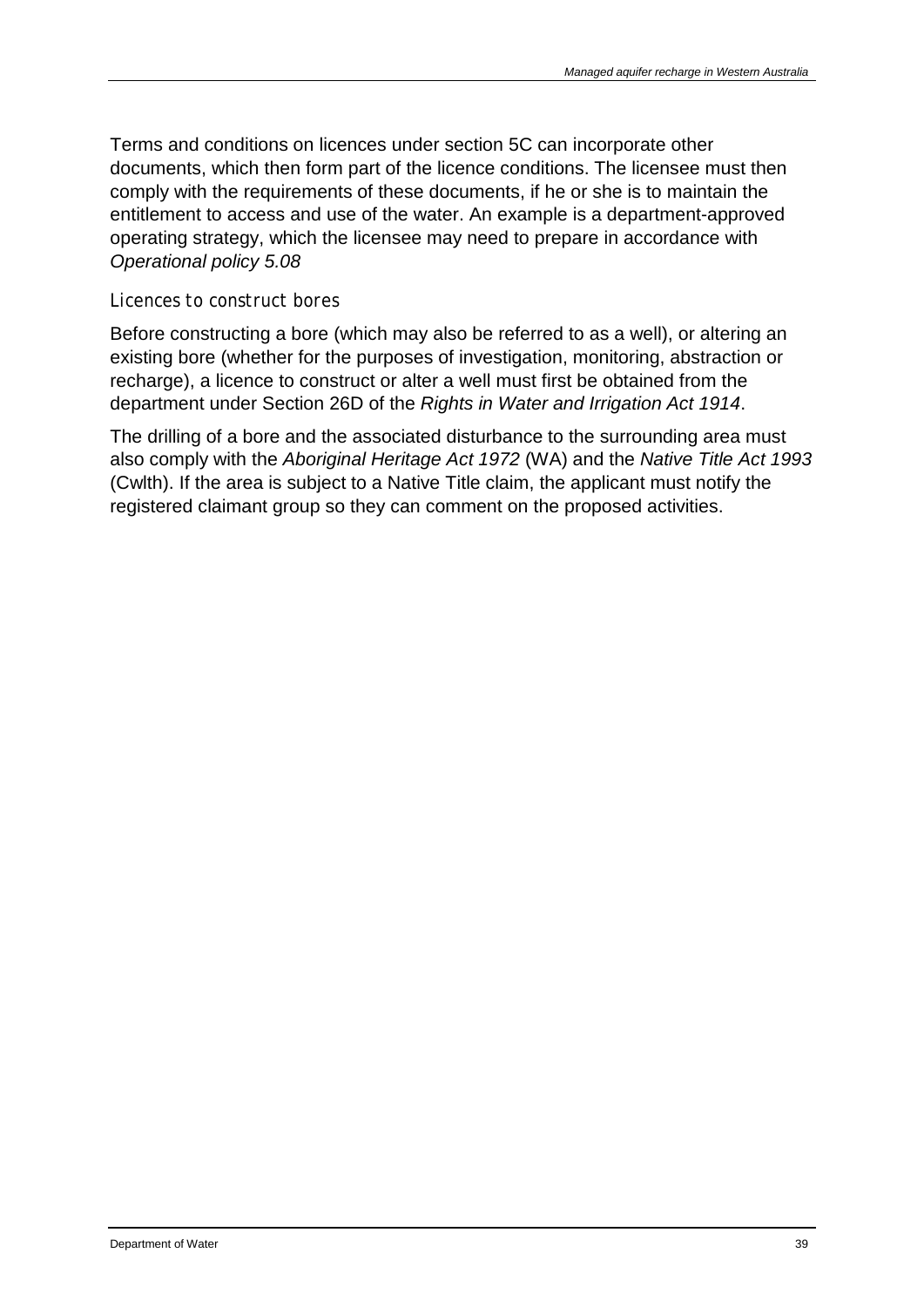Terms and conditions on licences under section 5C can incorporate other documents, which then form part of the licence conditions. The licensee must then comply with the requirements of these documents, if he or she is to maintain the entitlement to access and use of the water. An example is a department-approved operating strategy, which the licensee may need to prepare in accordance with *Operational policy 5.08*

### Licences to construct bores

Before constructing a bore (which may also be referred to as a well), or altering an existing bore (whether for the purposes of investigation, monitoring, abstraction or recharge), a licence to construct or alter a well must first be obtained from the department under Section 26D of the *Rights in Water and Irrigation Act 1914*.

The drilling of a bore and the associated disturbance to the surrounding area must also comply with the *Aboriginal Heritage Act 1972* (WA) and the *Native Title Act 1993* (Cwlth). If the area is subject to a Native Title claim, the applicant must notify the registered claimant group so they can comment on the proposed activities.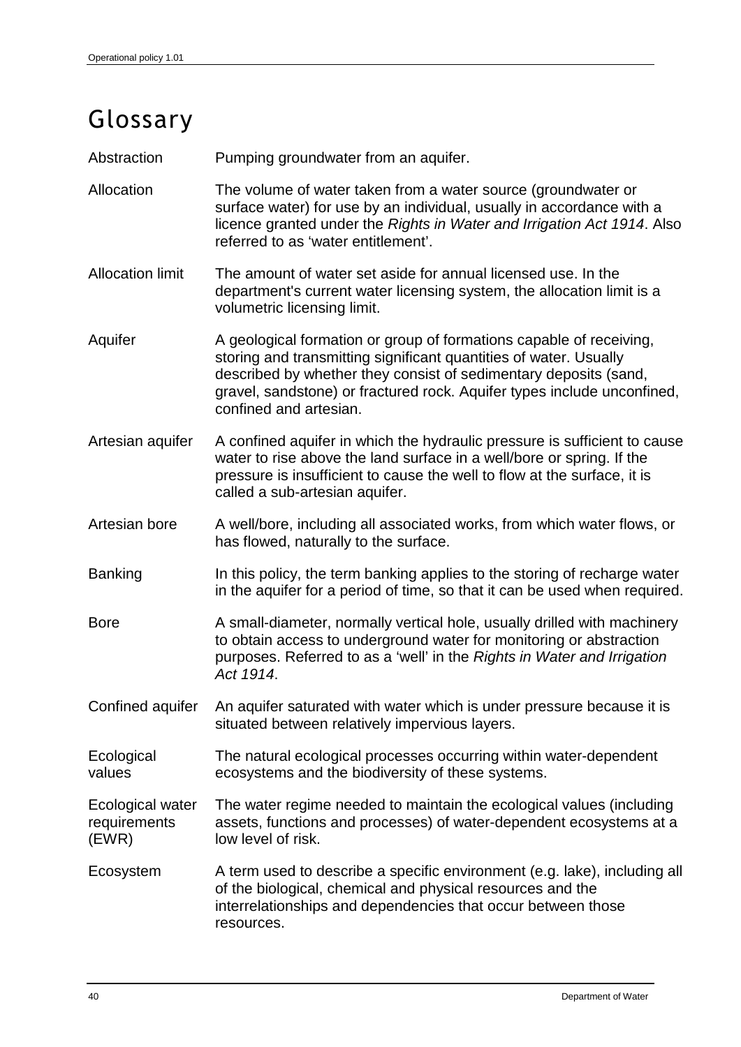# Glossary

| | |
|---|---|
| Abstraction | Pumping groundwater from an aquifer. |
| Allocation | The volume of water taken from a water source (groundwater or surface water) for use by an individual, usually in accordance with a licence granted under the *Rights in Water and Irrigation Act 1914*. Also referred to as 'water entitlement'. |
| Allocation limit | The amount of water set aside for annual licensed use. In the department's current water licensing system, the allocation limit is a volumetric licensing limit. |
| Aquifer | A geological formation or group of formations capable of receiving, storing and transmitting significant quantities of water. Usually described by whether they consist of sedimentary deposits (sand, gravel, sandstone) or fractured rock. Aquifer types include unconfined, confined and artesian. |
| Artesian aquifer | A confined aquifer in which the hydraulic pressure is sufficient to cause water to rise above the land surface in a well/bore or spring. If the pressure is insufficient to cause the well to flow at the surface, it is called a sub-artesian aquifer. |
| Artesian bore | A well/bore, including all associated works, from which water flows, or has flowed, naturally to the surface. |
| Banking | In this policy, the term banking applies to the storing of recharge water in the aquifer for a period of time, so that it can be used when required. |
| Bore | A small-diameter, normally vertical hole, usually drilled with machinery to obtain access to underground water for monitoring or abstraction purposes. Referred to as a 'well' in the *Rights in Water and Irrigation Act 1914*. |
| Confined aquifer | An aquifer saturated with water which is under pressure because it is situated between relatively impervious layers. |
| Ecological values | The natural ecological processes occurring within water-dependent ecosystems and the biodiversity of these systems. |
| Ecological water requirements (EWR) | The water regime needed to maintain the ecological values (including assets, functions and processes) of water-dependent ecosystems at a low level of risk. |
| Ecosystem | A term used to describe a specific environment (e.g. lake), including all of the biological, chemical and physical resources and the interrelationships and dependencies that occur between those resources. |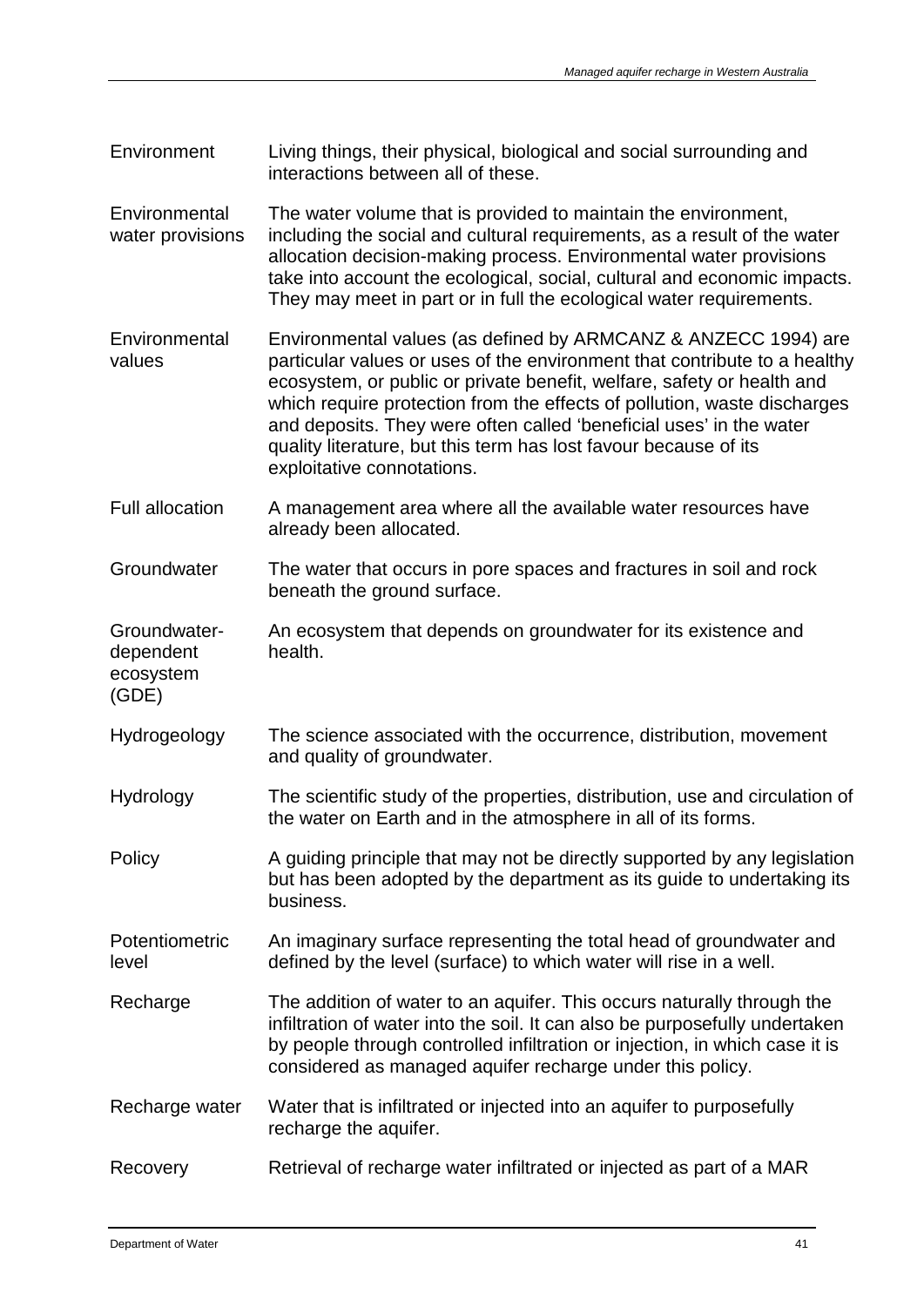| | |
|---|---|
| Environment | Living things, their physical, biological and social surrounding and interactions between all of these. |
| Environmental water provisions | The water volume that is provided to maintain the environment, including the social and cultural requirements, as a result of the water allocation decision-making process. Environmental water provisions take into account the ecological, social, cultural and economic impacts. They may meet in part or in full the ecological water requirements. |
| Environmental values | Environmental values (as defined by ARMCANZ & ANZECC 1994) are particular values or uses of the environment that contribute to a healthy ecosystem, or public or private benefit, welfare, safety or health and which require protection from the effects of pollution, waste discharges and deposits. They were often called 'beneficial uses' in the water quality literature, but this term has lost favour because of its exploitative connotations. |
| Full allocation | A management area where all the available water resources have already been allocated. |
| Groundwater | The water that occurs in pore spaces and fractures in soil and rock beneath the ground surface. |
| Groundwater-dependent ecosystem (GDE) | An ecosystem that depends on groundwater for its existence and health. |
| Hydrogeology | The science associated with the occurrence, distribution, movement and quality of groundwater. |
| Hydrology | The scientific study of the properties, distribution, use and circulation of the water on Earth and in the atmosphere in all of its forms. |
| Policy | A guiding principle that may not be directly supported by any legislation but has been adopted by the department as its guide to undertaking its business. |
| Potentiometric level | An imaginary surface representing the total head of groundwater and defined by the level (surface) to which water will rise in a well. |
| Recharge | The addition of water to an aquifer. This occurs naturally through the infiltration of water into the soil. It can also be purposefully undertaken by people through controlled infiltration or injection, in which case it is considered as managed aquifer recharge under this policy. |
| Recharge water | Water that is infiltrated or injected into an aquifer to purposefully recharge the aquifer. |
| Recovery | Retrieval of recharge water infiltrated or injected as part of a MAR |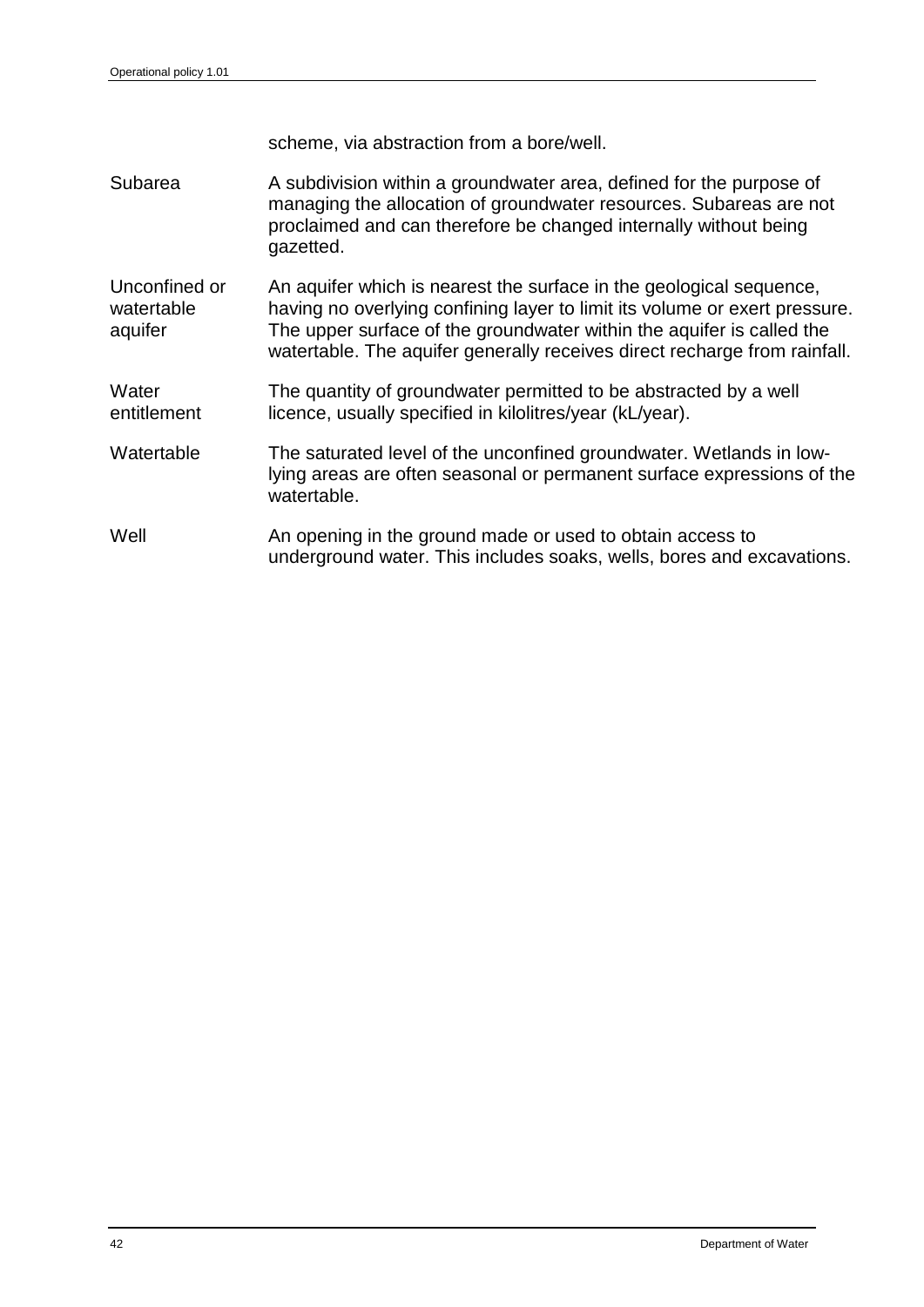| | |
|---|---|
| | scheme, via abstraction from a bore/well. |
| Subarea | A subdivision within a groundwater area, defined for the purpose of managing the allocation of groundwater resources. Subareas are not proclaimed and can therefore be changed internally without being gazetted. |
| Unconfined or watertable aquifer | An aquifer which is nearest the surface in the geological sequence, having no overlying confining layer to limit its volume or exert pressure. The upper surface of the groundwater within the aquifer is called the watertable. The aquifer generally receives direct recharge from rainfall. |
| Water entitlement | The quantity of groundwater permitted to be abstracted by a well licence, usually specified in kilolitres/year (kL/year). |
| Watertable | The saturated level of the unconfined groundwater. Wetlands in low-lying areas are often seasonal or permanent surface expressions of the watertable. |
| Well | An opening in the ground made or used to obtain access to underground water. This includes soaks, wells, bores and excavations. |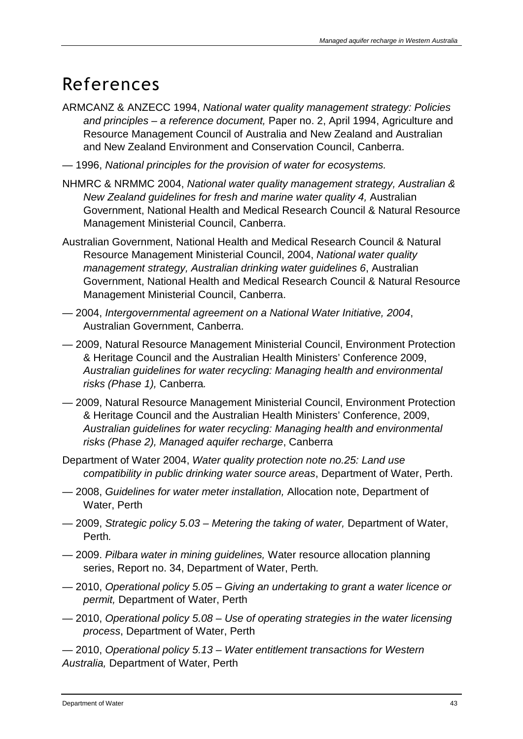# References

ARMCANZ & ANZECC 1994, *National water quality management strategy: Policies and principles – a reference document,* Paper no. 2, April 1994, Agriculture and Resource Management Council of Australia and New Zealand and Australian and New Zealand Environment and Conservation Council, Canberra.

— 1996, *National principles for the provision of water for ecosystems.*

NHMRC & NRMMC 2004, *National water quality management strategy, Australian & New Zealand guidelines for fresh and marine water quality 4,* Australian Government, National Health and Medical Research Council & Natural Resource Management Ministerial Council, Canberra.

Australian Government, National Health and Medical Research Council & Natural Resource Management Ministerial Council, 2004, *National water quality management strategy, Australian drinking water guidelines 6*, Australian Government, National Health and Medical Research Council & Natural Resource Management Ministerial Council, Canberra.

— 2004, *Intergovernmental agreement on a National Water Initiative, 2004*, Australian Government, Canberra.

— 2009, Natural Resource Management Ministerial Council, Environment Protection & Heritage Council and the Australian Health Ministers' Conference 2009, *Australian guidelines for water recycling: Managing health and environmental risks (Phase 1),* Canberra.

— 2009, Natural Resource Management Ministerial Council, Environment Protection & Heritage Council and the Australian Health Ministers' Conference, 2009, *Australian guidelines for water recycling: Managing health and environmental risks (Phase 2), Managed aquifer recharge*, Canberra

Department of Water 2004, *Water quality protection note no.25: Land use compatibility in public drinking water source areas*, Department of Water, Perth.

— 2008, *Guidelines for water meter installation,* Allocation note, Department of Water, Perth

— 2009, *Strategic policy 5.03 – Metering the taking of water,* Department of Water, Perth.

— 2009. *Pilbara water in mining guidelines,* Water resource allocation planning series, Report no. 34, Department of Water, Perth.

— 2010, *Operational policy 5.05 – Giving an undertaking to grant a water licence or permit,* Department of Water, Perth

— 2010, *Operational policy 5.08 – Use of operating strategies in the water licensing process*, Department of Water, Perth

— 2010, *Operational policy 5.13 – Water entitlement transactions for Western Australia,* Department of Water, Perth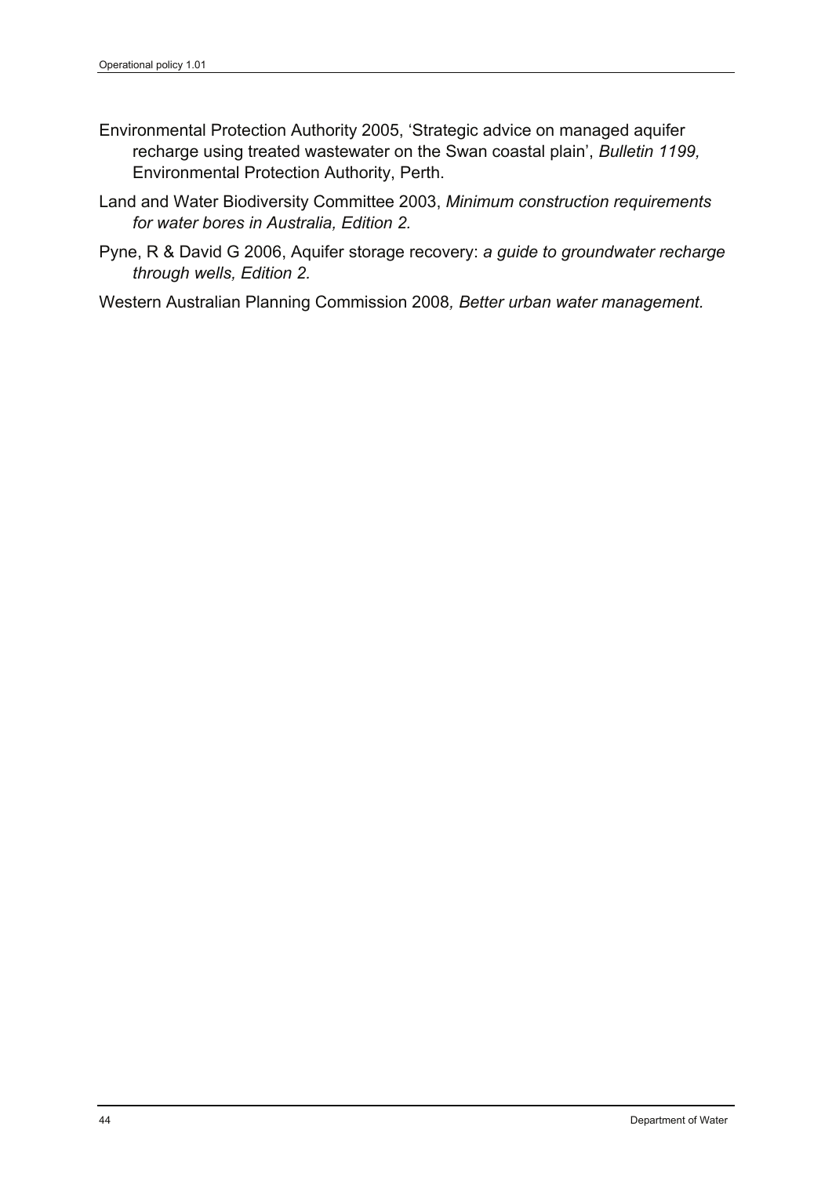Environmental Protection Authority 2005, 'Strategic advice on managed aquifer recharge using treated wastewater on the Swan coastal plain', *Bulletin 1199,* Environmental Protection Authority, Perth.

Land and Water Biodiversity Committee 2003, *Minimum construction requirements for water bores in Australia, Edition 2.*

Pyne, R & David G 2006, Aquifer storage recovery: *a guide to groundwater recharge through wells, Edition 2.*

Western Australian Planning Commission 2008*, Better urban water management.*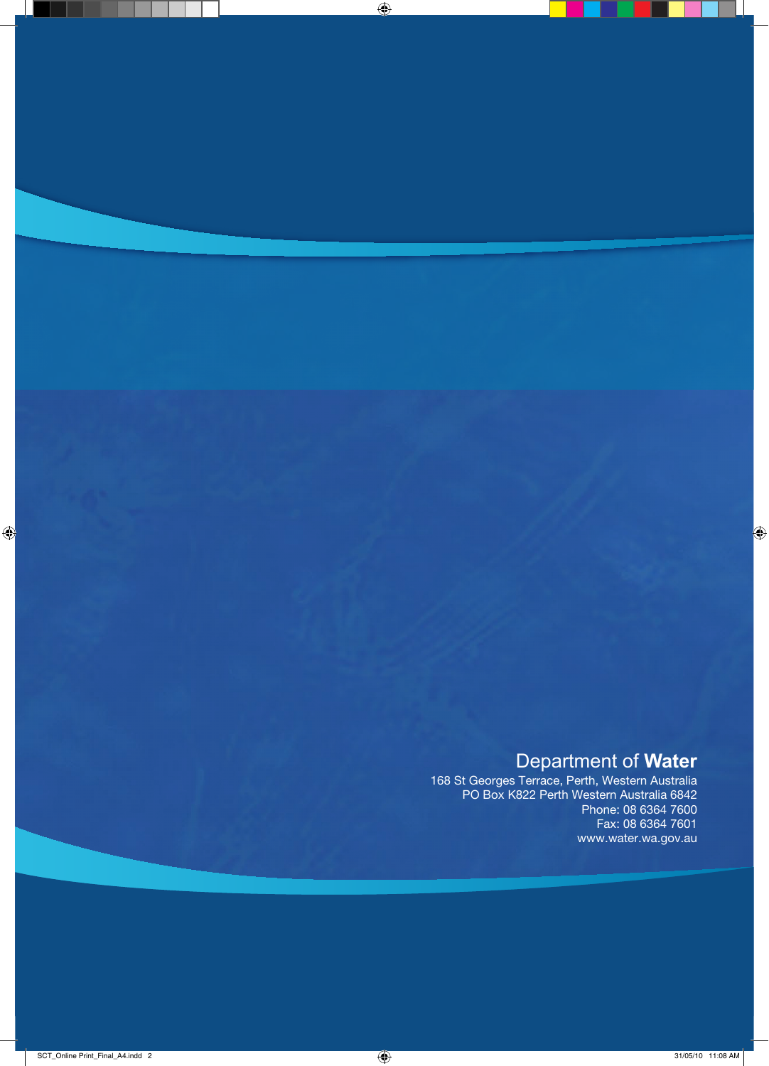Department of **Water**

168 St Georges Terrace, Perth, Western Australia
PO Box K822 Perth Western Australia 6842
Phone: 08 6364 7600
Fax: 08 6364 7601
www.water.wa.gov.au